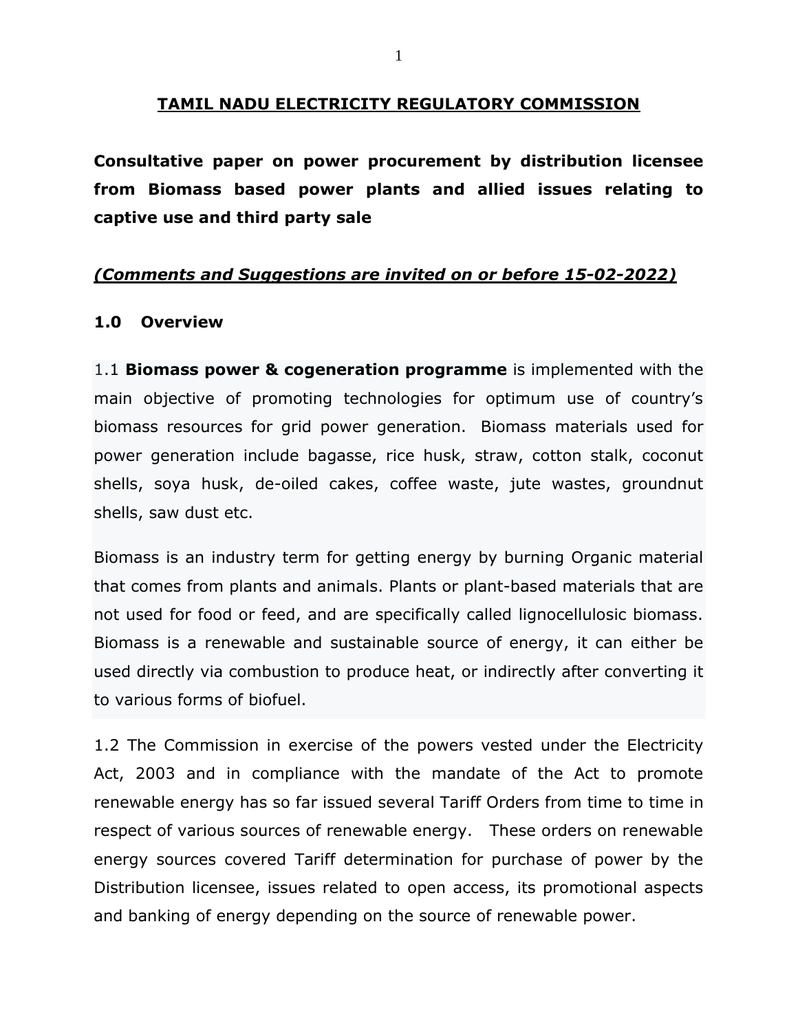# TAMIL NADU ELECTRICITY REGULATORY COMMISSION

**Consultative paper on power procurement by distribution licensee from Biomass based power plants and allied issues relating to captive use and third party sale**

***(Comments and Suggestions are invited on or before 15-02-2022)***

## 1.0 Overview

1.1 **Biomass power & cogeneration programme** is implemented with the main objective of promoting technologies for optimum use of country's biomass resources for grid power generation. Biomass materials used for power generation include bagasse, rice husk, straw, cotton stalk, coconut shells, soya husk, de-oiled cakes, coffee waste, jute wastes, groundnut shells, saw dust etc.

Biomass is an industry term for getting energy by burning Organic material that comes from plants and animals. Plants or plant-based materials that are not used for food or feed, and are specifically called lignocellulosic biomass. Biomass is a renewable and sustainable source of energy, it can either be used directly via combustion to produce heat, or indirectly after converting it to various forms of biofuel.

1.2 The Commission in exercise of the powers vested under the Electricity Act, 2003 and in compliance with the mandate of the Act to promote renewable energy has so far issued several Tariff Orders from time to time in respect of various sources of renewable energy. These orders on renewable energy sources covered Tariff determination for purchase of power by the Distribution licensee, issues related to open access, its promotional aspects and banking of energy depending on the source of renewable power.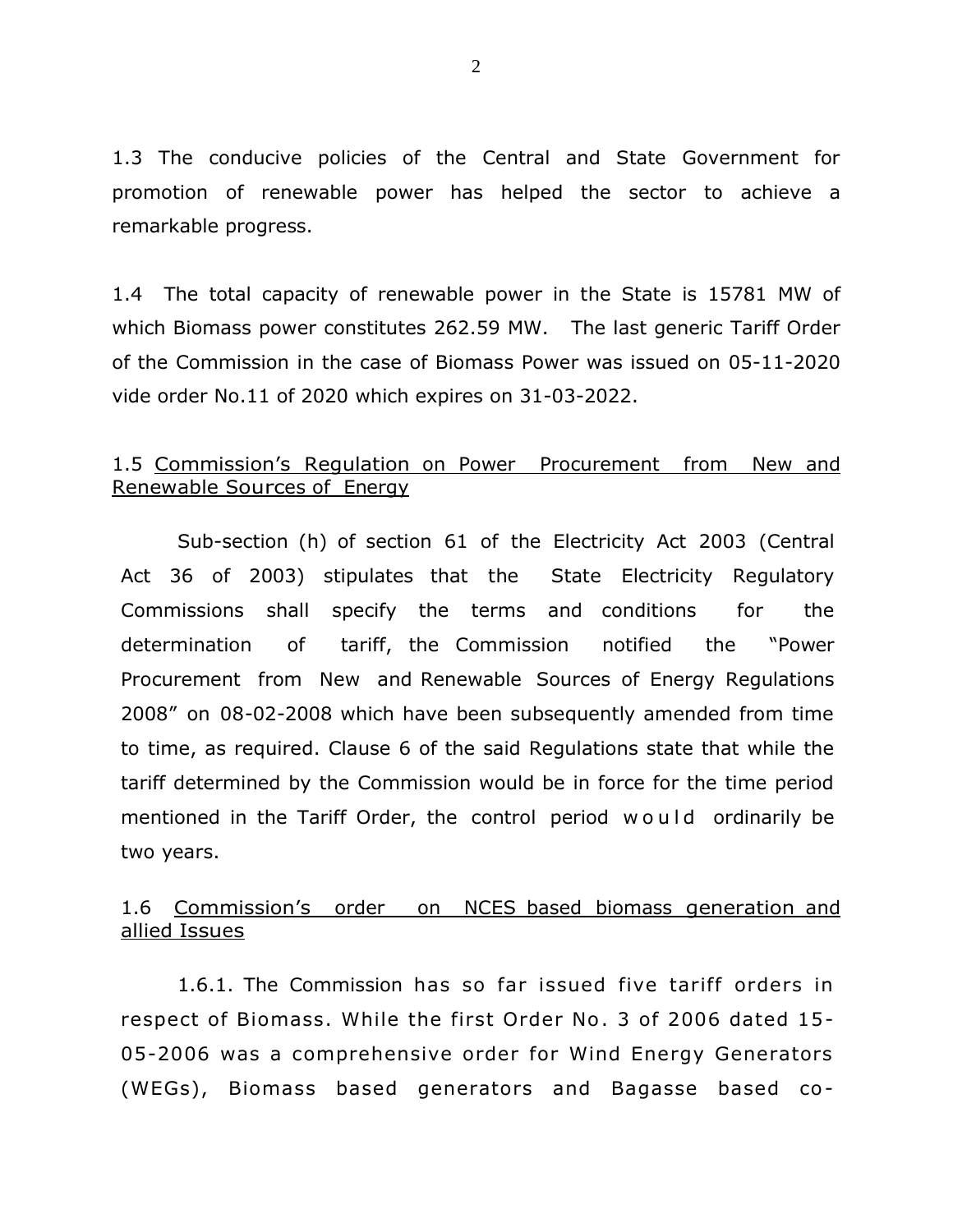1.3 The conducive policies of the Central and State Government for promotion of renewable power has helped the sector to achieve a remarkable progress.

1.4 The total capacity of renewable power in the State is 15781 MW of which Biomass power constitutes 262.59 MW. The last generic Tariff Order of the Commission in the case of Biomass Power was issued on 05-11-2020 vide order No.11 of 2020 which expires on 31-03-2022.

1.5 Commission's Regulation on Power Procurement from New and Renewable Sources of Energy

Sub-section (h) of section 61 of the Electricity Act 2003 (Central Act 36 of 2003) stipulates that the State Electricity Regulatory Commissions shall specify the terms and conditions for the determination of tariff, the Commission notified the "Power Procurement from New and Renewable Sources of Energy Regulations 2008" on 08-02-2008 which have been subsequently amended from time to time, as required. Clause 6 of the said Regulations state that while the tariff determined by the Commission would be in force for the time period mentioned in the Tariff Order, the control period would ordinarily be two years.

1.6 Commission's order on NCES based biomass generation and allied Issues

1.6.1. The Commission has so far issued five tariff orders in respect of Biomass. While the first Order No. 3 of 2006 dated 15-05-2006 was a comprehensive order for Wind Energy Generators (WEGs), Biomass based generators and Bagasse based co-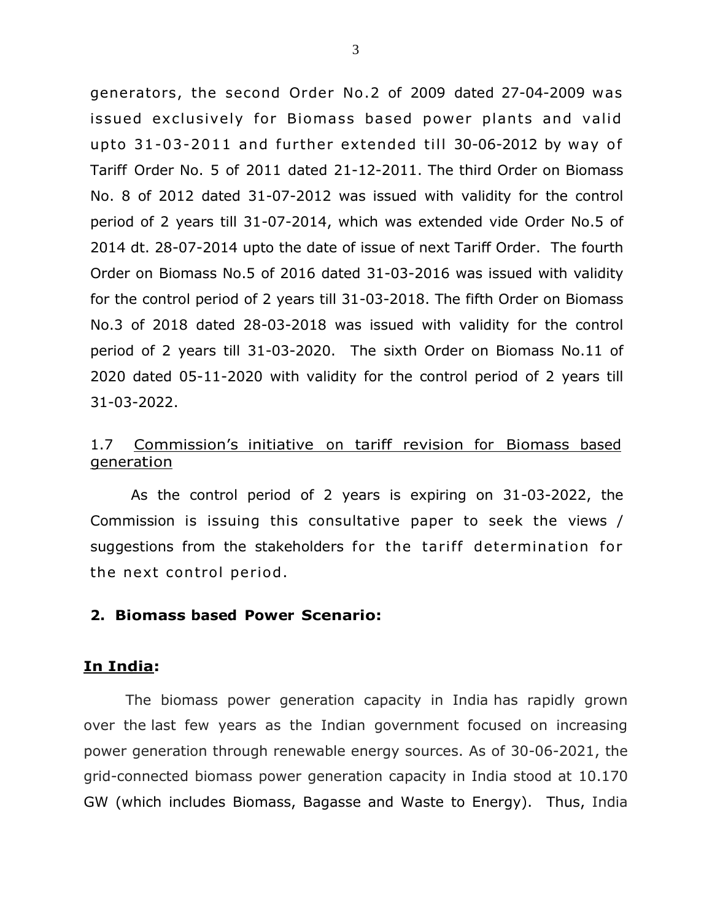generators, the second Order No.2 of 2009 dated 27-04-2009 was issued exclusively for Biomass based power plants and valid upto 31-03-2011 and further extended till 30-06-2012 by way of Tariff Order No. 5 of 2011 dated 21-12-2011. The third Order on Biomass No. 8 of 2012 dated 31-07-2012 was issued with validity for the control period of 2 years till 31-07-2014, which was extended vide Order No.5 of 2014 dt. 28-07-2014 upto the date of issue of next Tariff Order. The fourth Order on Biomass No.5 of 2016 dated 31-03-2016 was issued with validity for the control period of 2 years till 31-03-2018. The fifth Order on Biomass No.3 of 2018 dated 28-03-2018 was issued with validity for the control period of 2 years till 31-03-2020. The sixth Order on Biomass No.11 of 2020 dated 05-11-2020 with validity for the control period of 2 years till 31-03-2022.

### 1.7 Commission's initiative on tariff revision for Biomass based generation

As the control period of 2 years is expiring on 31-03-2022, the Commission is issuing this consultative paper to seek the views / suggestions from the stakeholders for the tariff determination for the next control period.

## 2. Biomass based Power Scenario:

### In India:

The biomass power generation capacity in India has rapidly grown over the last few years as the Indian government focused on increasing power generation through renewable energy sources. As of 30-06-2021, the grid-connected biomass power generation capacity in India stood at 10.170 GW (which includes Biomass, Bagasse and Waste to Energy). Thus, India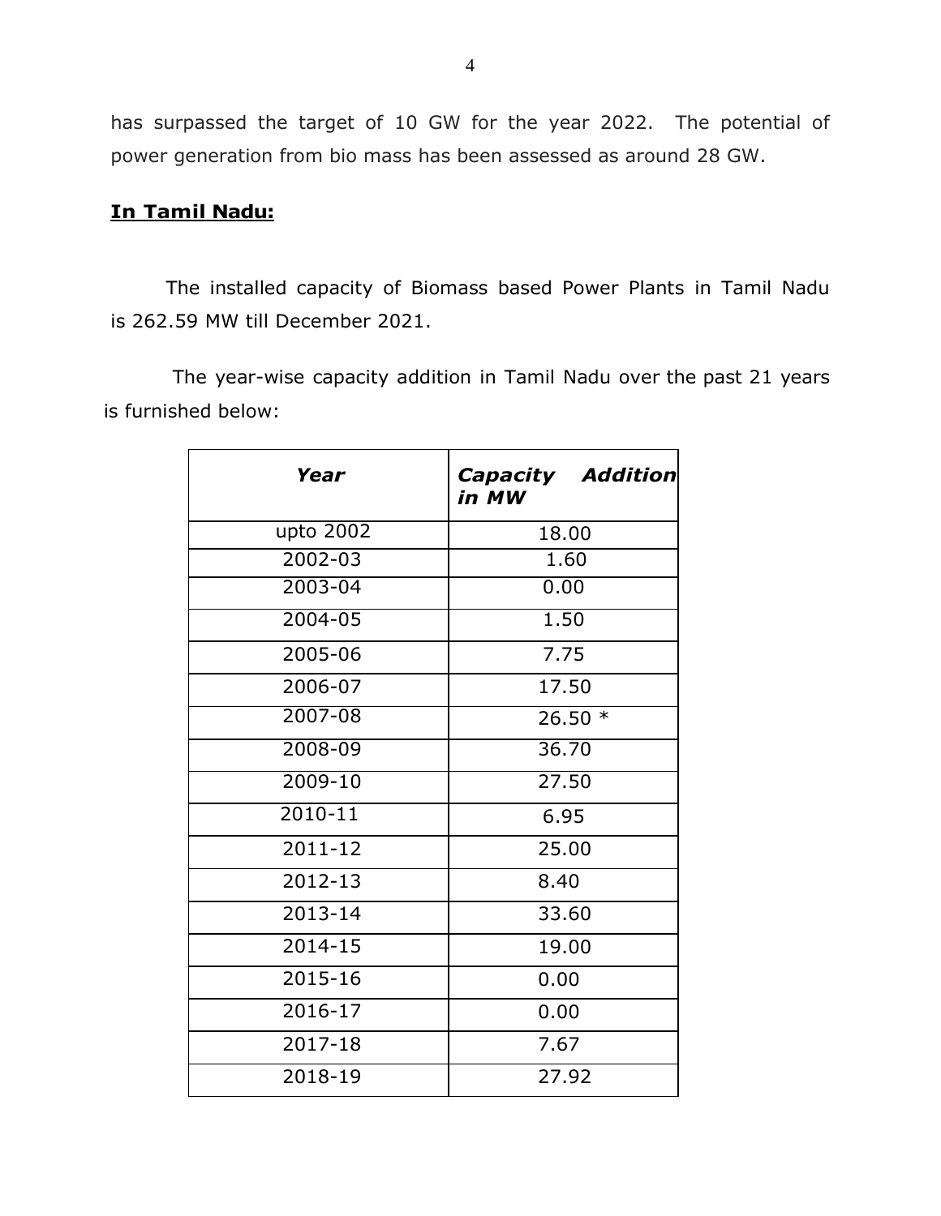has surpassed the target of 10 GW for the year 2022. The potential of power generation from bio mass has been assessed as around 28 GW.

**In Tamil Nadu:**

The installed capacity of Biomass based Power Plants in Tamil Nadu is 262.59 MW till December 2021.

The year-wise capacity addition in Tamil Nadu over the past 21 years is furnished below:

| ***Year*** | ***Capacity Addition in MW*** |
|---|---|
| upto 2002 | 18.00 |
| 2002-03 | 1.60 |
| 2003-04 | 0.00 |
| 2004-05 | 1.50 |
| 2005-06 | 7.75 |
| 2006-07 | 17.50 |
| 2007-08 | 26.50 * |
| 2008-09 | 36.70 |
| 2009-10 | 27.50 |
| 2010-11 | 6.95 |
| 2011-12 | 25.00 |
| 2012-13 | 8.40 |
| 2013-14 | 33.60 |
| 2014-15 | 19.00 |
| 2015-16 | 0.00 |
| 2016-17 | 0.00 |
| 2017-18 | 7.67 |
| 2018-19 | 27.92 |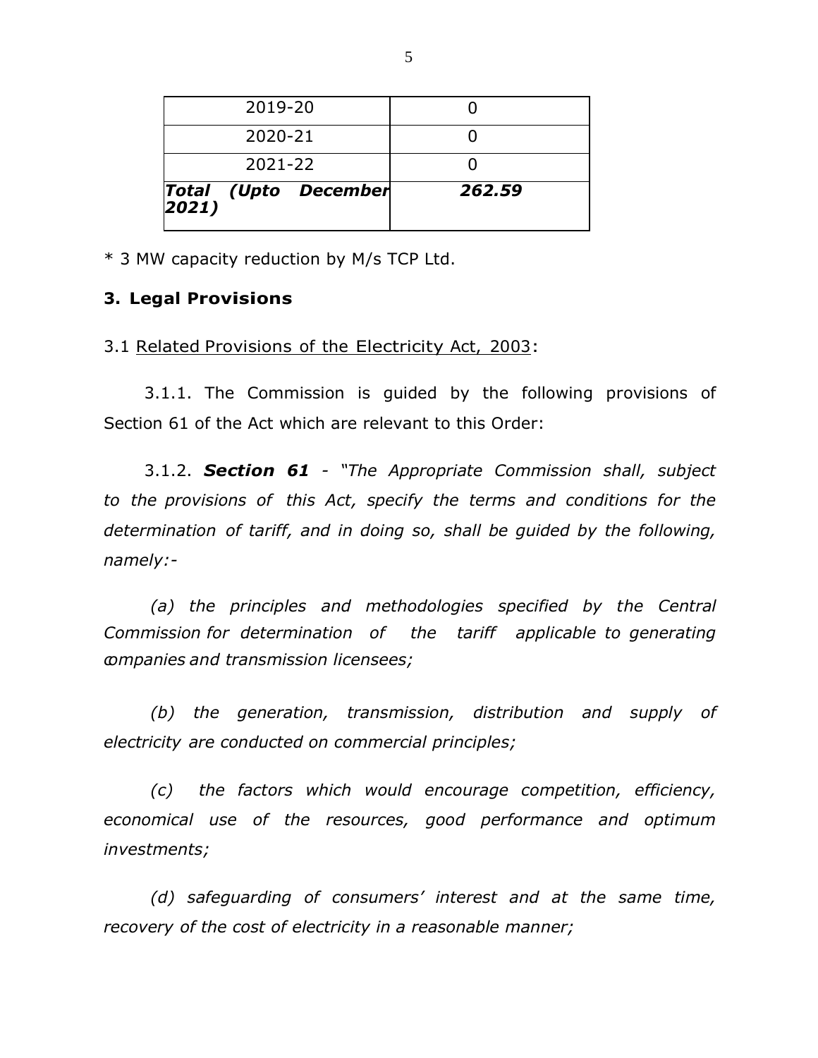| 2019-20 | 0 |
|---|---|
| 2020-21 | 0 |
| 2021-22 | 0 |
| ***Total (Upto December 2021)*** | ***262.59*** |

* 3 MW capacity reduction by M/s TCP Ltd.

## 3. Legal Provisions

3.1 Related Provisions of the Electricity Act, 2003:

3.1.1. The Commission is guided by the following provisions of Section 61 of the Act which are relevant to this Order:

3.1.2. ***Section 61*** - *"The Appropriate Commission shall, subject to the provisions of this Act, specify the terms and conditions for the determination of tariff, and in doing so, shall be guided by the following, namely:-*

*(a) the principles and methodologies specified by the Central Commission for determination of the tariff applicable to generating companies and transmission licensees;*

*(b) the generation, transmission, distribution and supply of electricity are conducted on commercial principles;*

*(c) the factors which would encourage competition, efficiency, economical use of the resources, good performance and optimum investments;*

*(d) safeguarding of consumers' interest and at the same time, recovery of the cost of electricity in a reasonable manner;*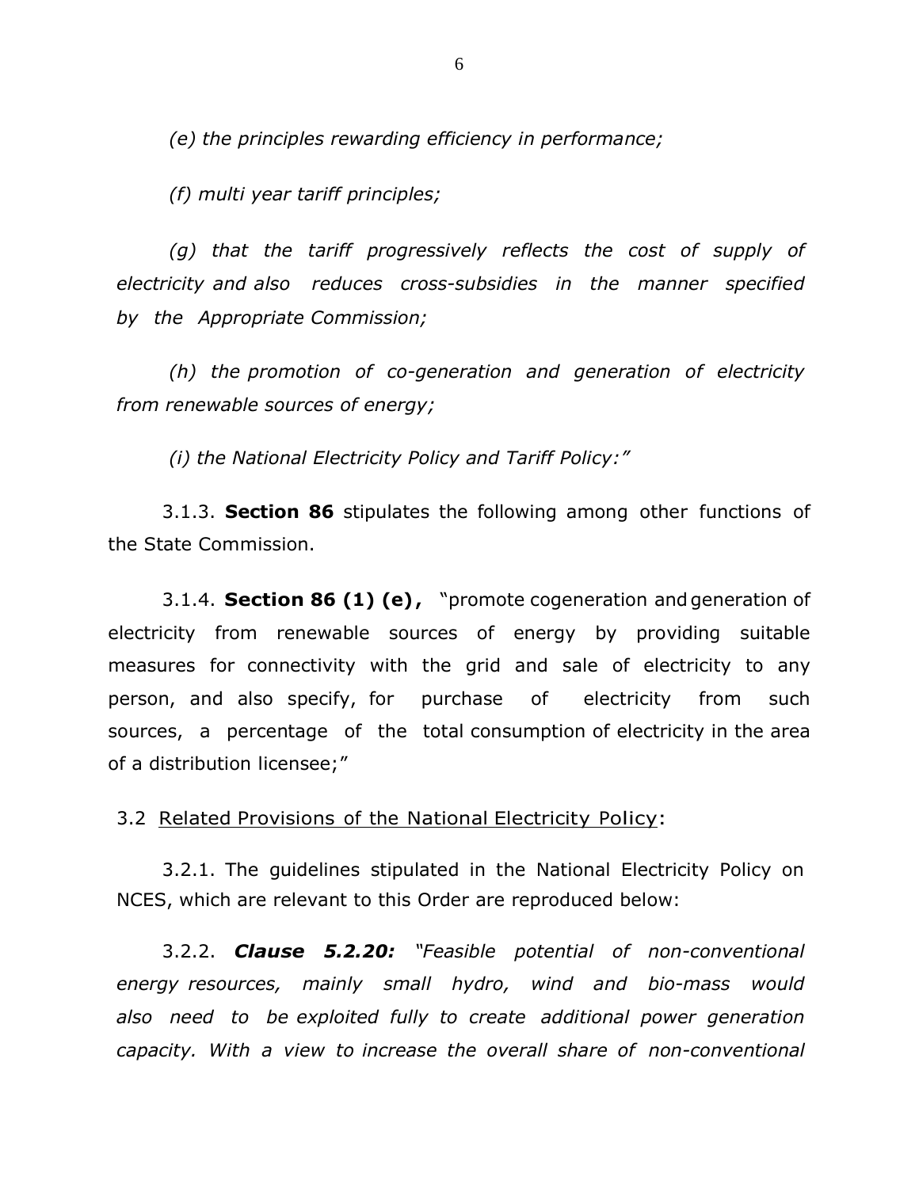*(e) the principles rewarding efficiency in performance;*

*(f) multi year tariff principles;*

*(g) that the tariff progressively reflects the cost of supply of electricity and also reduces cross-subsidies in the manner specified by the Appropriate Commission;*

*(h) the promotion of co-generation and generation of electricity from renewable sources of energy;*

*(i) the National Electricity Policy and Tariff Policy:"*

3.1.3. **Section 86** stipulates the following among other functions of the State Commission.

3.1.4. **Section 86 (1) (e),** "promote cogeneration and generation of electricity from renewable sources of energy by providing suitable measures for connectivity with the grid and sale of electricity to any person, and also specify, for purchase of electricity from such sources, a percentage of the total consumption of electricity in the area of a distribution licensee;"

3.2 Related Provisions of the National Electricity Policy:

3.2.1. The guidelines stipulated in the National Electricity Policy on NCES, which are relevant to this Order are reproduced below:

3.2.2. ***Clause 5.2.20:*** *"Feasible potential of non-conventional energy resources, mainly small hydro, wind and bio-mass would also need to be exploited fully to create additional power generation capacity. With a view to increase the overall share of non-conventional*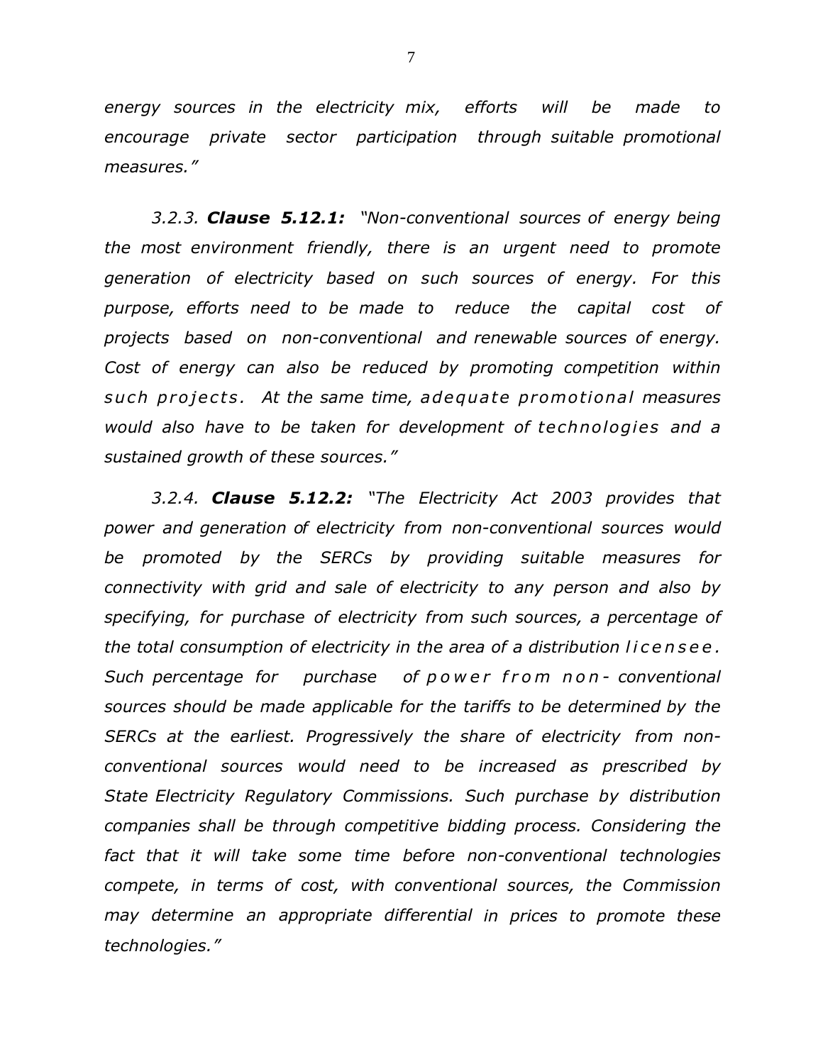*energy sources in the electricity mix, efforts will be made to encourage private sector participation through suitable promotional measures."*

*3.2.3. **Clause 5.12.1:** "Non-conventional sources of energy being the most environment friendly, there is an urgent need to promote generation of electricity based on such sources of energy. For this purpose, efforts need to be made to reduce the capital cost of projects based on non-conventional and renewable sources of energy. Cost of energy can also be reduced by promoting competition within such projects. At the same time, adequate promotional measures would also have to be taken for development of technologies and a sustained growth of these sources."*

*3.2.4. **Clause 5.12.2:** "The Electricity Act 2003 provides that power and generation of electricity from non-conventional sources would be promoted by the SERCs by providing suitable measures for connectivity with grid and sale of electricity to any person and also by specifying, for purchase of electricity from such sources, a percentage of the total consumption of electricity in the area of a distribution licensee. Such percentage for purchase of power from non- conventional sources should be made applicable for the tariffs to be determined by the SERCs at the earliest. Progressively the share of electricity from non-conventional sources would need to be increased as prescribed by State Electricity Regulatory Commissions. Such purchase by distribution companies shall be through competitive bidding process. Considering the fact that it will take some time before non-conventional technologies compete, in terms of cost, with conventional sources, the Commission may determine an appropriate differential in prices to promote these technologies."*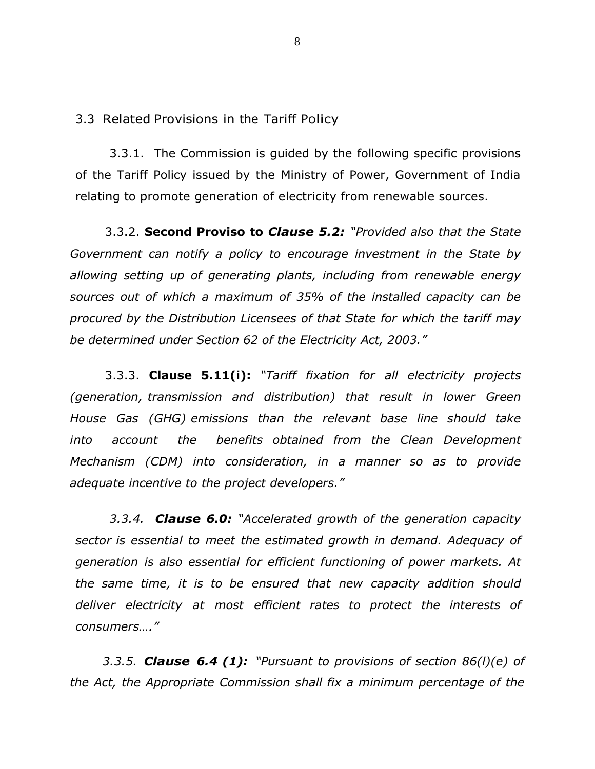### 3.3 Related Provisions in the Tariff Policy

3.3.1. The Commission is guided by the following specific provisions of the Tariff Policy issued by the Ministry of Power, Government of India relating to promote generation of electricity from renewable sources.

3.3.2. **Second Proviso to *Clause 5.2:*** *"Provided also that the State Government can notify a policy to encourage investment in the State by allowing setting up of generating plants, including from renewable energy sources out of which a maximum of 35% of the installed capacity can be procured by the Distribution Licensees of that State for which the tariff may be determined under Section 62 of the Electricity Act, 2003."*

3.3.3. **Clause 5.11(i):** *"Tariff fixation for all electricity projects (generation, transmission and distribution) that result in lower Green House Gas (GHG) emissions than the relevant base line should take into account the benefits obtained from the Clean Development Mechanism (CDM) into consideration, in a manner so as to provide adequate incentive to the project developers."*

*3.3.4.* ***Clause 6.0:*** *"Accelerated growth of the generation capacity sector is essential to meet the estimated growth in demand. Adequacy of generation is also essential for efficient functioning of power markets. At the same time, it is to be ensured that new capacity addition should deliver electricity at most efficient rates to protect the interests of consumers…."*

*3.3.5.* ***Clause 6.4 (1):*** *"Pursuant to provisions of section 86(l)(e) of the Act, the Appropriate Commission shall fix a minimum percentage of the*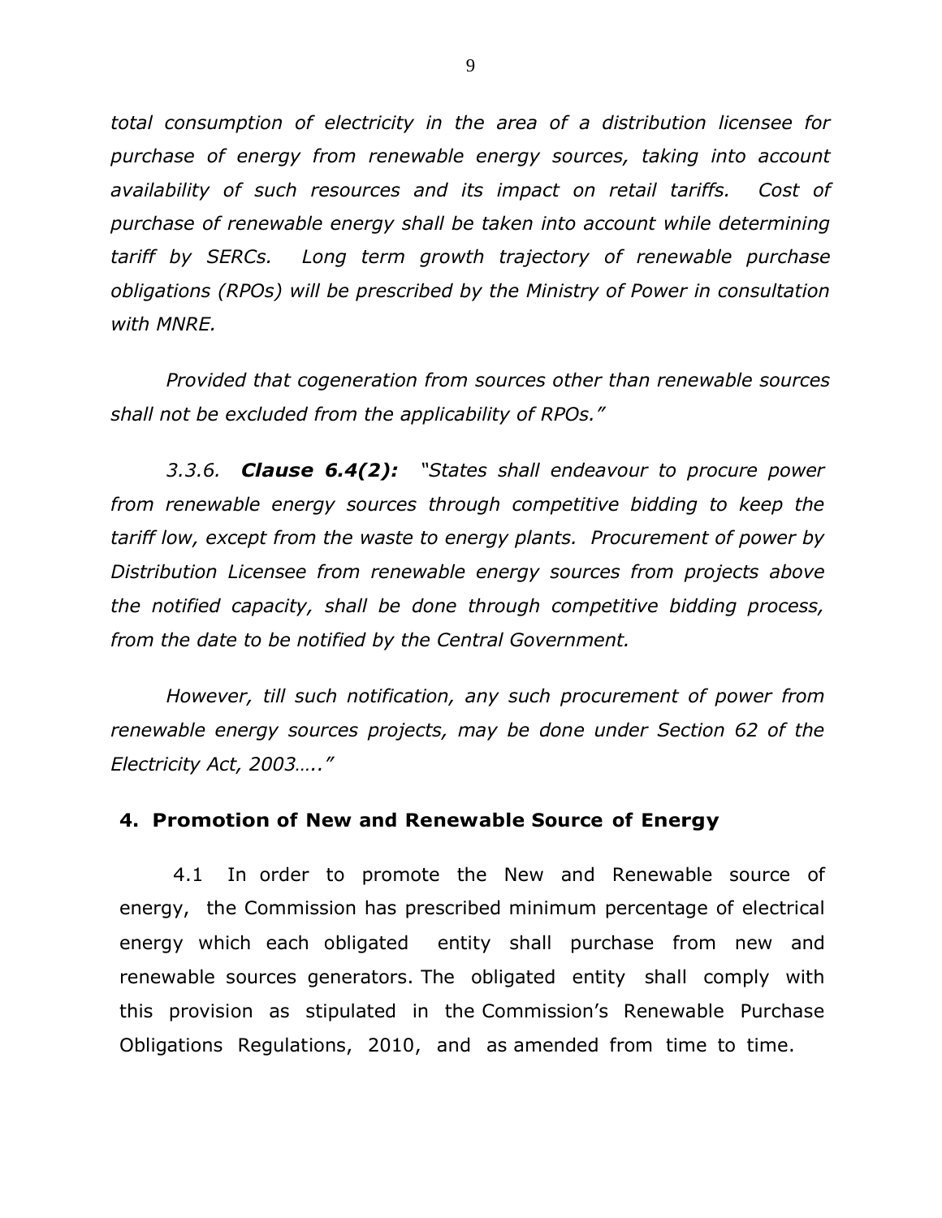*total consumption of electricity in the area of a distribution licensee for purchase of energy from renewable energy sources, taking into account availability of such resources and its impact on retail tariffs. Cost of purchase of renewable energy shall be taken into account while determining tariff by SERCs. Long term growth trajectory of renewable purchase obligations (RPOs) will be prescribed by the Ministry of Power in consultation with MNRE.*

*Provided that cogeneration from sources other than renewable sources shall not be excluded from the applicability of RPOs."*

*3.3.6.* ***Clause 6.4(2):*** *"States shall endeavour to procure power from renewable energy sources through competitive bidding to keep the tariff low, except from the waste to energy plants. Procurement of power by Distribution Licensee from renewable energy sources from projects above the notified capacity, shall be done through competitive bidding process, from the date to be notified by the Central Government.*

*However, till such notification, any such procurement of power from renewable energy sources projects, may be done under Section 62 of the Electricity Act, 2003….."*

## 4. Promotion of New and Renewable Source of Energy

4.1 In order to promote the New and Renewable source of energy, the Commission has prescribed minimum percentage of electrical energy which each obligated entity shall purchase from new and renewable sources generators. The obligated entity shall comply with this provision as stipulated in the Commission's Renewable Purchase Obligations Regulations, 2010, and as amended from time to time.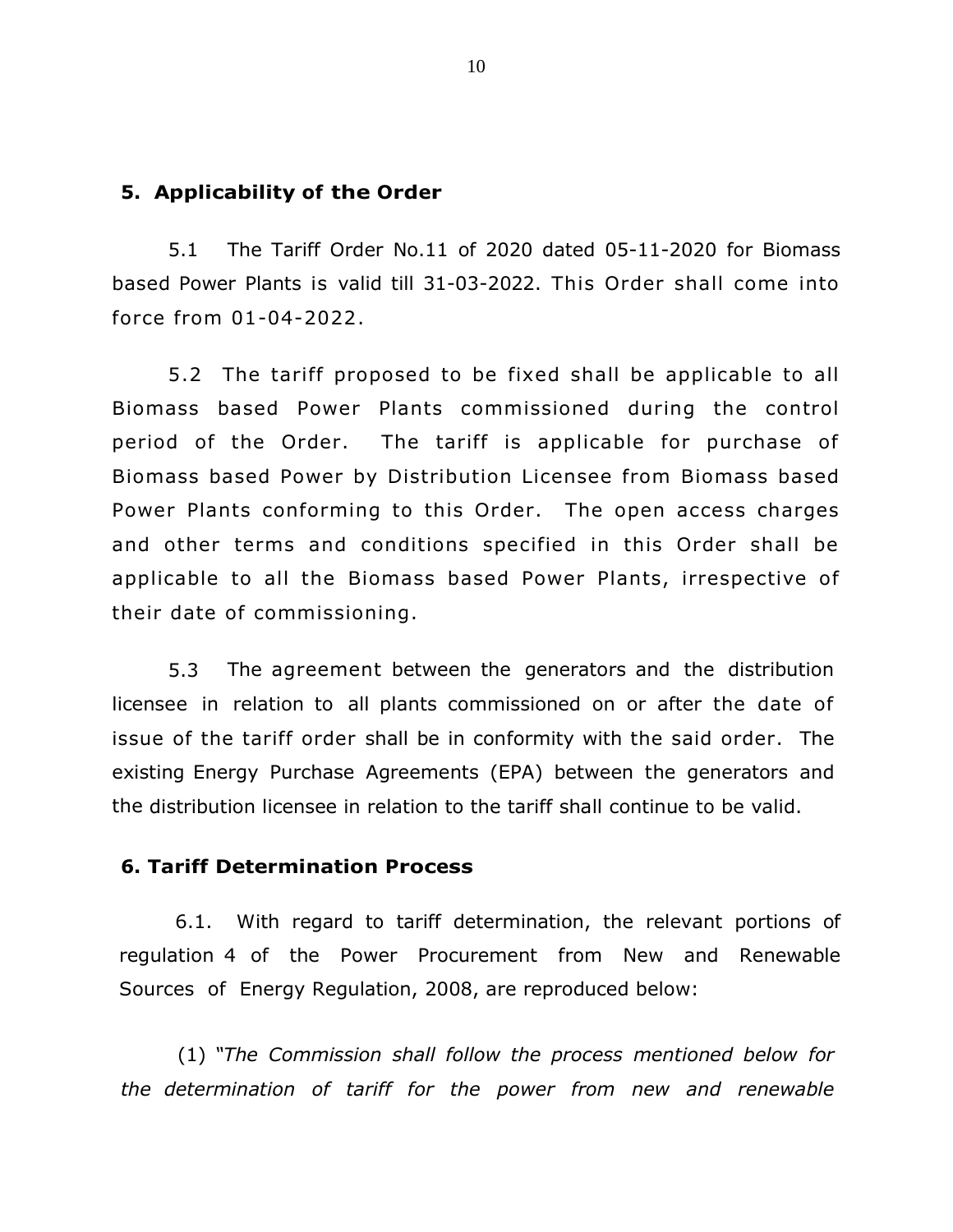## 5. Applicability of the Order

5.1 The Tariff Order No.11 of 2020 dated 05-11-2020 for Biomass based Power Plants is valid till 31-03-2022. This Order shall come into force from 01-04-2022.

5.2 The tariff proposed to be fixed shall be applicable to all Biomass based Power Plants commissioned during the control period of the Order. The tariff is applicable for purchase of Biomass based Power by Distribution Licensee from Biomass based Power Plants conforming to this Order. The open access charges and other terms and conditions specified in this Order shall be applicable to all the Biomass based Power Plants, irrespective of their date of commissioning.

5.3 The agreement between the generators and the distribution licensee in relation to all plants commissioned on or after the date of issue of the tariff order shall be in conformity with the said order. The existing Energy Purchase Agreements (EPA) between the generators and the distribution licensee in relation to the tariff shall continue to be valid.

## 6. Tariff Determination Process

6.1. With regard to tariff determination, the relevant portions of regulation 4 of the Power Procurement from New and Renewable Sources of Energy Regulation, 2008, are reproduced below:

(1) *"The Commission shall follow the process mentioned below for the determination of tariff for the power from new and renewable*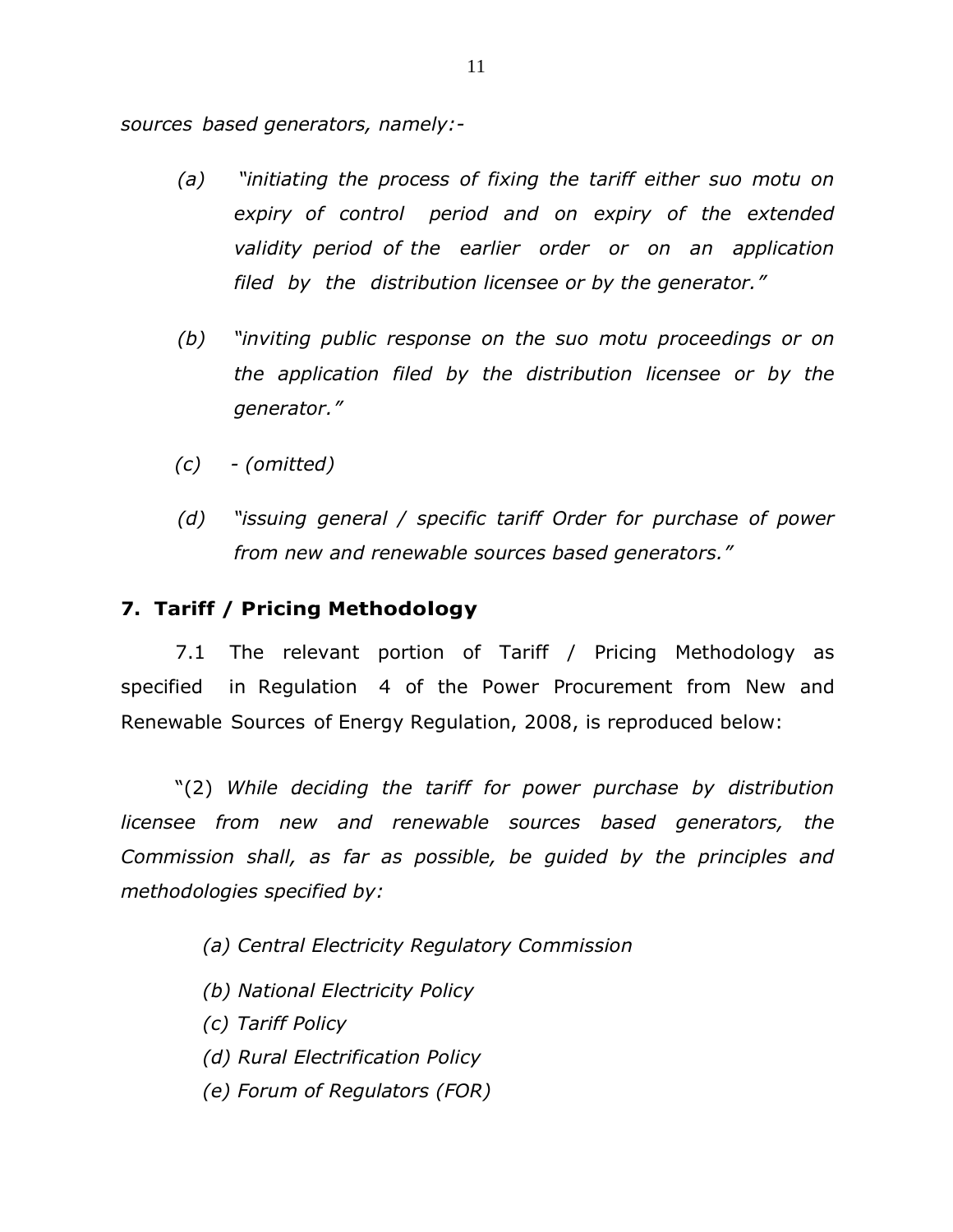*sources based generators, namely:-*

- *(a) "initiating the process of fixing the tariff either suo motu on expiry of control period and on expiry of the extended validity period of the earlier order or on an application filed by the distribution licensee or by the generator."*

- *(b) "inviting public response on the suo motu proceedings or on the application filed by the distribution licensee or by the generator."*

- *(c) - (omitted)*

- *(d) "issuing general / specific tariff Order for purchase of power from new and renewable sources based generators."*

## 7. Tariff / Pricing Methodology

7.1 The relevant portion of Tariff / Pricing Methodology as specified in Regulation 4 of the Power Procurement from New and Renewable Sources of Energy Regulation, 2008, is reproduced below:

"(2) *While deciding the tariff for power purchase by distribution licensee from new and renewable sources based generators, the Commission shall, as far as possible, be guided by the principles and methodologies specified by:*

*(a) Central Electricity Regulatory Commission*

*(b) National Electricity Policy*

*(c) Tariff Policy*

*(d) Rural Electrification Policy*

*(e) Forum of Regulators (FOR)*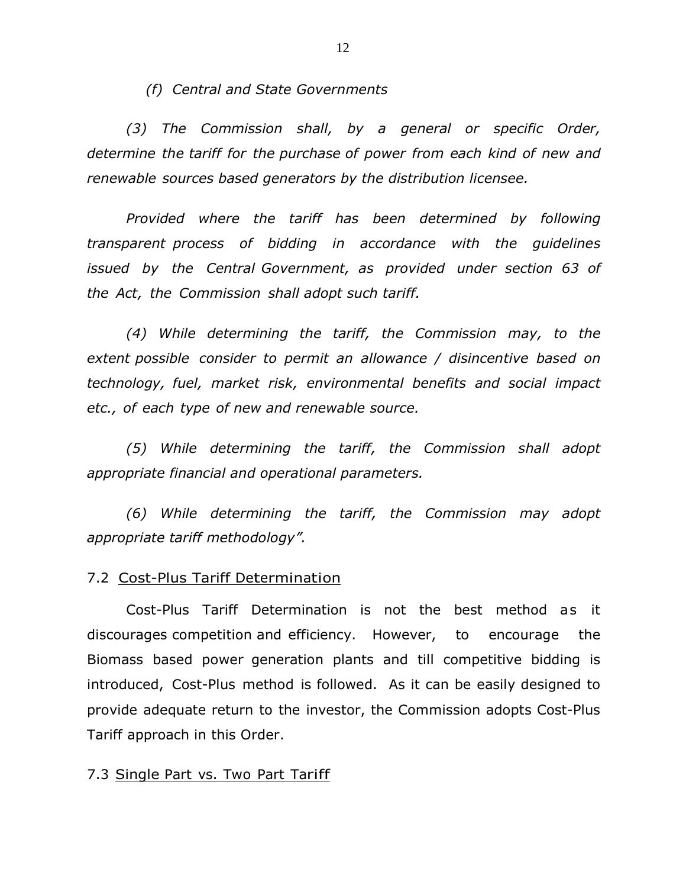*(f) Central and State Governments*

*(3) The Commission shall, by a general or specific Order, determine the tariff for the purchase of power from each kind of new and renewable sources based generators by the distribution licensee.*

*Provided where the tariff has been determined by following transparent process of bidding in accordance with the guidelines issued by the Central Government, as provided under section 63 of the Act, the Commission shall adopt such tariff.*

*(4) While determining the tariff, the Commission may, to the extent possible consider to permit an allowance / disincentive based on technology, fuel, market risk, environmental benefits and social impact etc., of each type of new and renewable source.*

*(5) While determining the tariff, the Commission shall adopt appropriate financial and operational parameters.*

*(6) While determining the tariff, the Commission may adopt appropriate tariff methodology".*

7.2 Cost-Plus Tariff Determination

Cost-Plus Tariff Determination is not the best method as it discourages competition and efficiency. However, to encourage the Biomass based power generation plants and till competitive bidding is introduced, Cost-Plus method is followed. As it can be easily designed to provide adequate return to the investor, the Commission adopts Cost-Plus Tariff approach in this Order.

7.3 Single Part vs. Two Part Tariff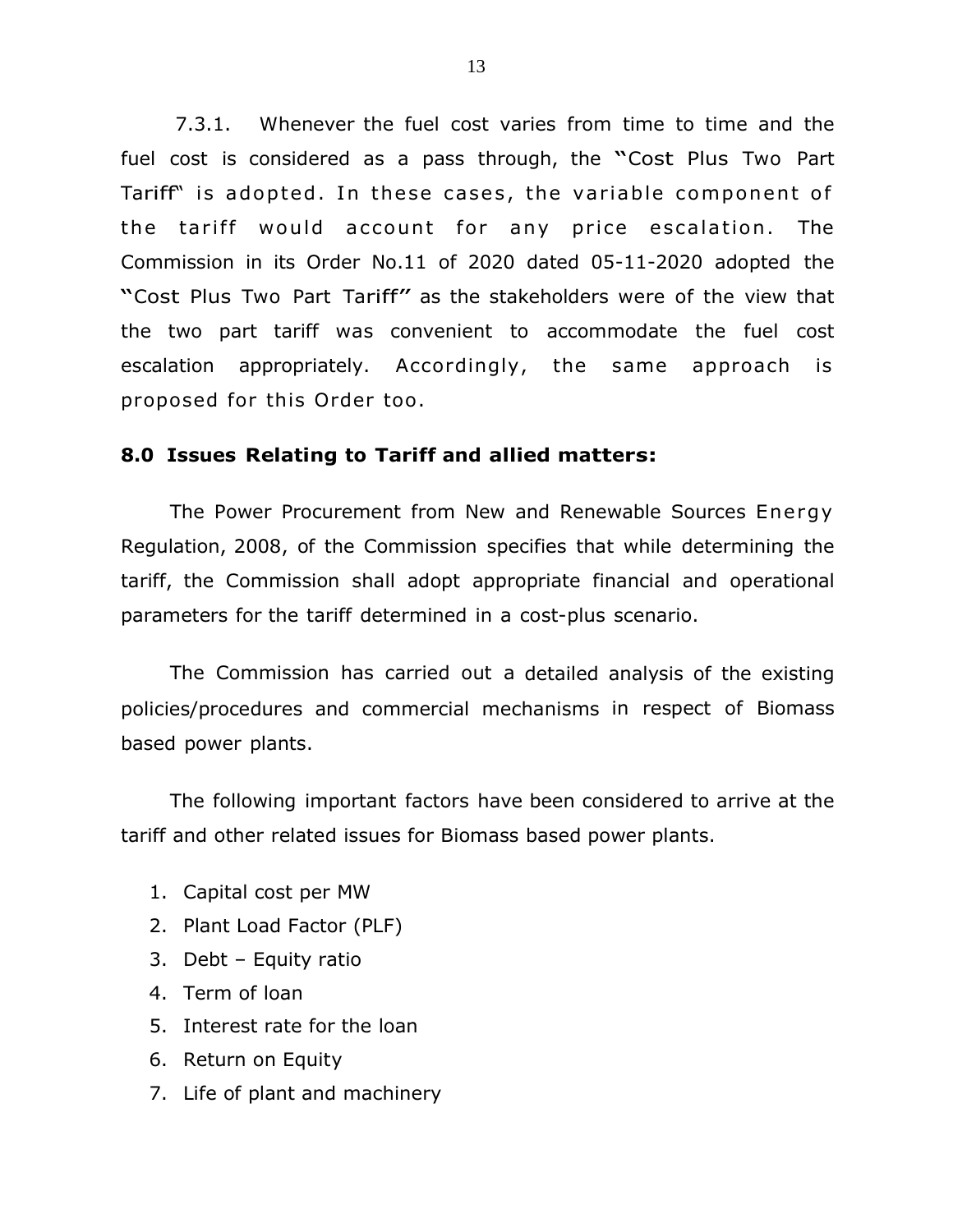7.3.1. Whenever the fuel cost varies from time to time and the fuel cost is considered as a pass through, the "Cost Plus Two Part Tariff" is adopted. In these cases, the variable component of the tariff would account for any price escalation. The Commission in its Order No.11 of 2020 dated 05-11-2020 adopted the "Cost Plus Two Part Tariff" as the stakeholders were of the view that the two part tariff was convenient to accommodate the fuel cost escalation appropriately. Accordingly, the same approach is proposed for this Order too.

### 8.0 Issues Relating to Tariff and allied matters:

The Power Procurement from New and Renewable Sources Energy Regulation, 2008, of the Commission specifies that while determining the tariff, the Commission shall adopt appropriate financial and operational parameters for the tariff determined in a cost-plus scenario.

The Commission has carried out a detailed analysis of the existing policies/procedures and commercial mechanisms in respect of Biomass based power plants.

The following important factors have been considered to arrive at the tariff and other related issues for Biomass based power plants.

1. Capital cost per MW
2. Plant Load Factor (PLF)
3. Debt – Equity ratio
4. Term of loan
5. Interest rate for the loan
6. Return on Equity
7. Life of plant and machinery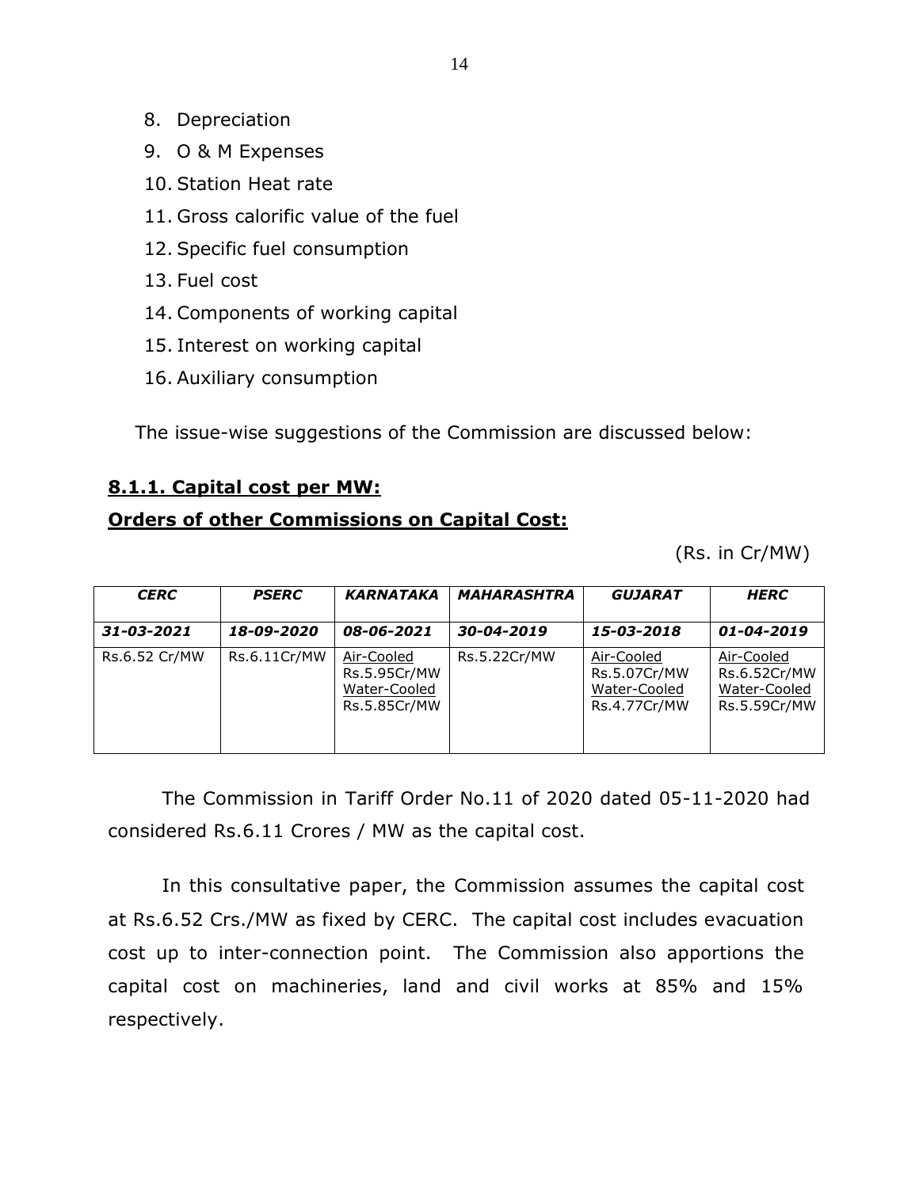8. Depreciation
9. O & M Expenses
10. Station Heat rate
11. Gross calorific value of the fuel
12. Specific fuel consumption
13. Fuel cost
14. Components of working capital
15. Interest on working capital
16. Auxiliary consumption

The issue-wise suggestions of the Commission are discussed below:

**8.1.1. Capital cost per MW:**

**Orders of other Commissions on Capital Cost:**

(Rs. in Cr/MW)

| *CERC* | *PSERC* | *KARNATAKA* | *MAHARASHTRA* | *GUJARAT* | *HERC* |
|---|---|---|---|---|---|
| *31-03-2021* | *18-09-2020* | *08-06-2021* | *30-04-2019* | *15-03-2018* | *01-04-2019* |
| Rs.6.52 Cr/MW | Rs.6.11Cr/MW | Air-Cooled Rs.5.95Cr/MW Water-Cooled Rs.5.85Cr/MW | Rs.5.22Cr/MW | Air-Cooled Rs.5.07Cr/MW Water-Cooled Rs.4.77Cr/MW | Air-Cooled Rs.6.52Cr/MW Water-Cooled Rs.5.59Cr/MW |

The Commission in Tariff Order No.11 of 2020 dated 05-11-2020 had considered Rs.6.11 Crores / MW as the capital cost.

In this consultative paper, the Commission assumes the capital cost at Rs.6.52 Crs./MW as fixed by CERC. The capital cost includes evacuation cost up to inter-connection point. The Commission also apportions the capital cost on machineries, land and civil works at 85% and 15% respectively.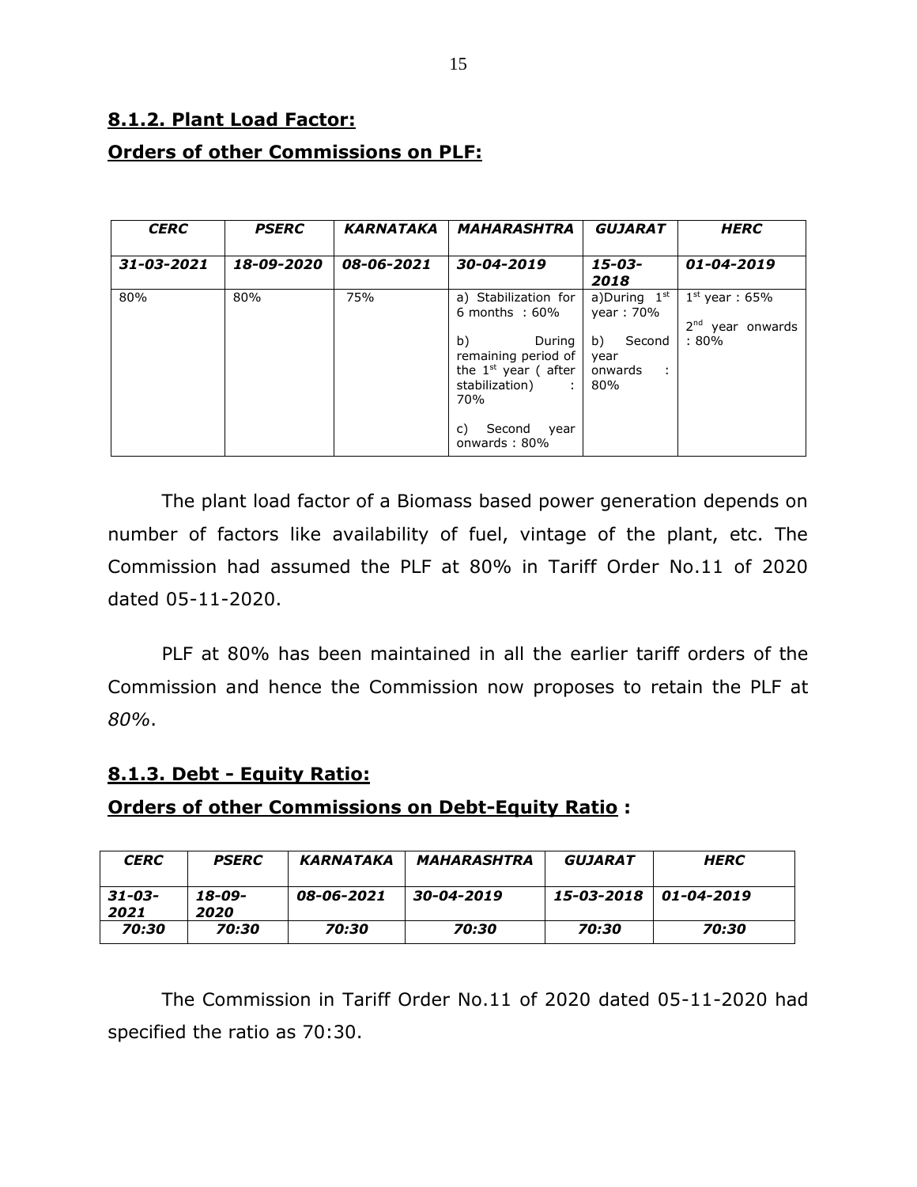## 8.1.2. Plant Load Factor:

## Orders of other Commissions on PLF:

| *CERC* | *PSERC* | *KARNATAKA* | *MAHARASHTRA* | *GUJARAT* | *HERC* |
|---|---|---|---|---|---|
| *31-03-2021* | *18-09-2020* | *08-06-2021* | *30-04-2019* | *15-03-2018* | *01-04-2019* |
| 80% | 80% | 75% | a) Stabilization for 6 months : 60%<br><br>b) During remaining period of the 1st year ( after stabilization) : 70%<br><br>c) Second year onwards : 80% | a)During 1st year : 70%<br><br>b) Second year onwards : 80% | 1st year : 65%<br><br>2nd year onwards : 80% |

The plant load factor of a Biomass based power generation depends on number of factors like availability of fuel, vintage of the plant, etc. The Commission had assumed the PLF at 80% in Tariff Order No.11 of 2020 dated 05-11-2020.

PLF at 80% has been maintained in all the earlier tariff orders of the Commission and hence the Commission now proposes to retain the PLF at *80%*.

## 8.1.3. Debt - Equity Ratio:

## Orders of other Commissions on Debt-Equity Ratio :

| *CERC* | *PSERC* | *KARNATAKA* | *MAHARASHTRA* | *GUJARAT* | *HERC* |
|---|---|---|---|---|---|
| *31-03-2021* | *18-09-2020* | *08-06-2021* | *30-04-2019* | *15-03-2018* | *01-04-2019* |
| *70:30* | *70:30* | *70:30* | *70:30* | *70:30* | *70:30* |

The Commission in Tariff Order No.11 of 2020 dated 05-11-2020 had specified the ratio as 70:30.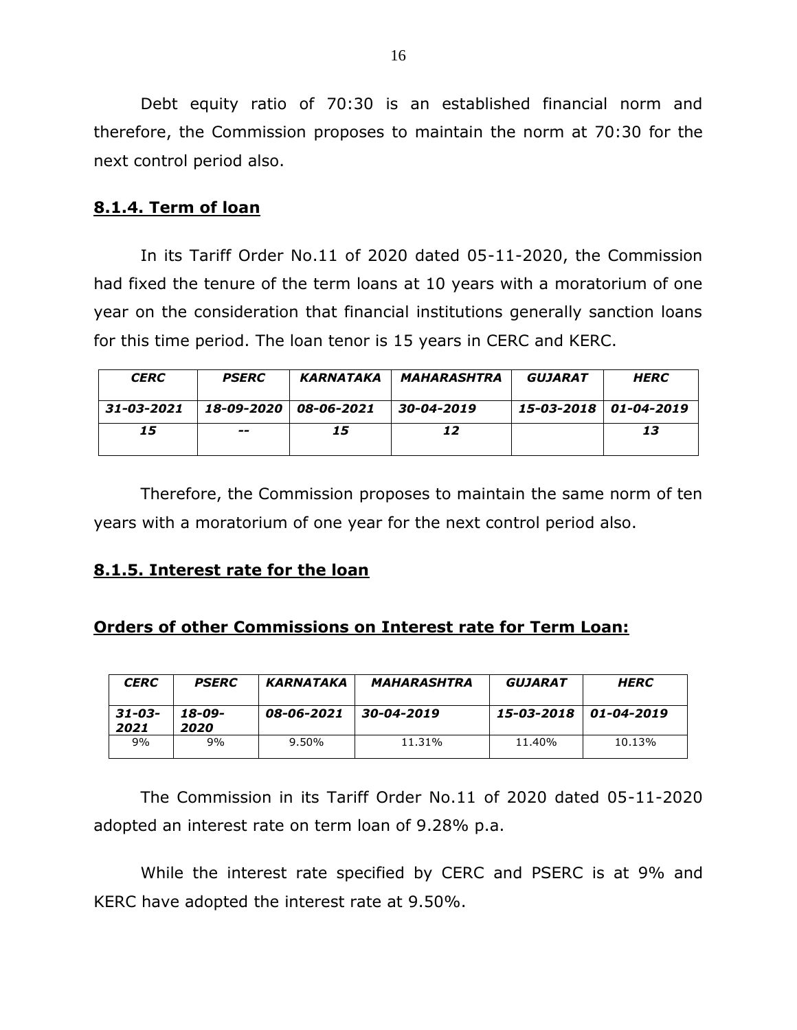Debt equity ratio of 70:30 is an established financial norm and therefore, the Commission proposes to maintain the norm at 70:30 for the next control period also.

### 8.1.4. Term of loan

In its Tariff Order No.11 of 2020 dated 05-11-2020, the Commission had fixed the tenure of the term loans at 10 years with a moratorium of one year on the consideration that financial institutions generally sanction loans for this time period. The loan tenor is 15 years in CERC and KERC.

| ***CERC*** | ***PSERC*** | ***KARNATAKA*** | ***MAHARASHTRA*** | ***GUJARAT*** | ***HERC*** |
|---|---|---|---|---|---|
| ***31-03-2021*** | ***18-09-2020*** | ***08-06-2021*** | ***30-04-2019*** | ***15-03-2018*** | ***01-04-2019*** |
| ***15*** | ***--*** | ***15*** | ***12*** | | ***13*** |

Therefore, the Commission proposes to maintain the same norm of ten years with a moratorium of one year for the next control period also.

### 8.1.5. Interest rate for the loan

### Orders of other Commissions on Interest rate for Term Loan:

| ***CERC*** | ***PSERC*** | ***KARNATAKA*** | ***MAHARASHTRA*** | ***GUJARAT*** | ***HERC*** |
|---|---|---|---|---|---|
| ***31-03-2021*** | ***18-09-2020*** | ***08-06-2021*** | ***30-04-2019*** | ***15-03-2018*** | ***01-04-2019*** |
| 9% | 9% | 9.50% | 11.31% | 11.40% | 10.13% |

The Commission in its Tariff Order No.11 of 2020 dated 05-11-2020 adopted an interest rate on term loan of 9.28% p.a.

While the interest rate specified by CERC and PSERC is at 9% and KERC have adopted the interest rate at 9.50%.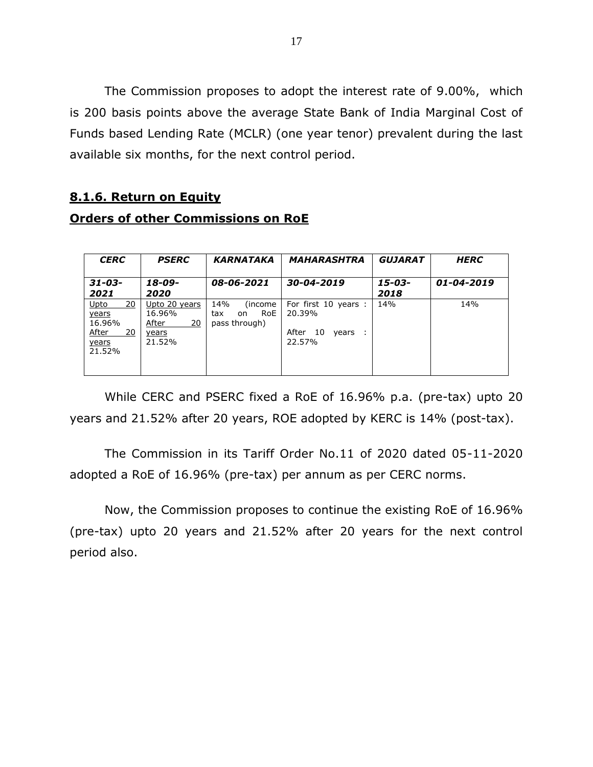The Commission proposes to adopt the interest rate of 9.00%, which is 200 basis points above the average State Bank of India Marginal Cost of Funds based Lending Rate (MCLR) (one year tenor) prevalent during the last available six months, for the next control period.

## 8.1.6. Return on Equity

### Orders of other Commissions on RoE

| ***CERC*** | ***PSERC*** | ***KARNATAKA*** | ***MAHARASHTRA*** | ***GUJARAT*** | ***HERC*** |
|---|---|---|---|---|---|
| ***31-03-2021*** | ***18-09-2020*** | ***08-06-2021*** | ***30-04-2019*** | ***15-03-2018*** | ***01-04-2019*** |
| Upto 20 years 16.96% After 20 years 21.52% | Upto 20 years 16.96% After 20 years 21.52% | 14% (income tax on RoE pass through) | For first 10 years : 20.39% After 10 years : 22.57% | 14% | 14% |

While CERC and PSERC fixed a RoE of 16.96% p.a. (pre-tax) upto 20 years and 21.52% after 20 years, ROE adopted by KERC is 14% (post-tax).

The Commission in its Tariff Order No.11 of 2020 dated 05-11-2020 adopted a RoE of 16.96% (pre-tax) per annum as per CERC norms.

Now, the Commission proposes to continue the existing RoE of 16.96% (pre-tax) upto 20 years and 21.52% after 20 years for the next control period also.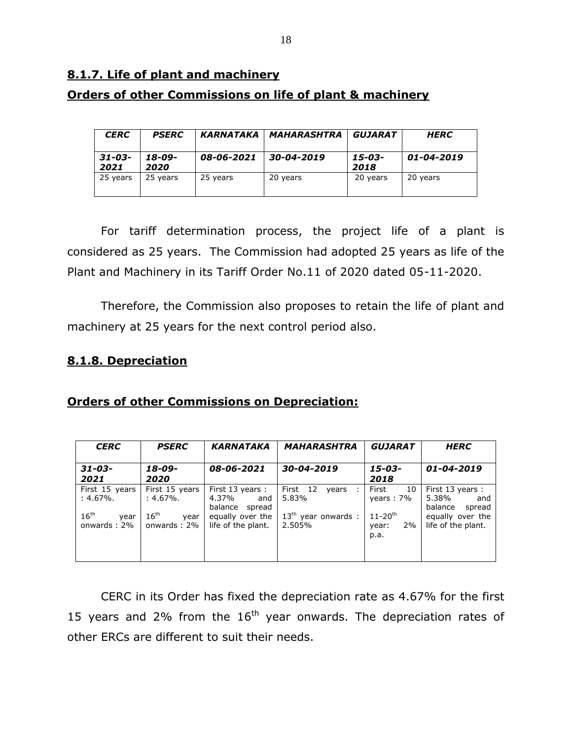## 8.1.7. Life of plant and machinery

## Orders of other Commissions on life of plant & machinery

| ***CERC*** | ***PSERC*** | ***KARNATAKA*** | ***MAHARASHTRA*** | ***GUJARAT*** | ***HERC*** |
|---|---|---|---|---|---|
| ***31-03-2021*** | ***18-09-2020*** | ***08-06-2021*** | ***30-04-2019*** | ***15-03-2018*** | ***01-04-2019*** |
| 25 years | 25 years | 25 years | 20 years | 20 years | 20 years |

For tariff determination process, the project life of a plant is considered as 25 years. The Commission had adopted 25 years as life of the Plant and Machinery in its Tariff Order No.11 of 2020 dated 05-11-2020.

Therefore, the Commission also proposes to retain the life of plant and machinery at 25 years for the next control period also.

## 8.1.8. Depreciation

## Orders of other Commissions on Depreciation:

| ***CERC*** | ***PSERC*** | ***KARNATAKA*** | ***MAHARASHTRA*** | ***GUJARAT*** | ***HERC*** |
|---|---|---|---|---|---|
| ***31-03-2021*** | ***18-09-2020*** | ***08-06-2021*** | ***30-04-2019*** | ***15-03-2018*** | ***01-04-2019*** |
| First 15 years : 4.67%. $16^{th}$ year onwards : 2% | First 15 years : 4.67%. $16^{th}$ year onwards : 2% | First 13 years : 4.37% and balance spread equally over the life of the plant. | First 12 years : 5.83% $13^{th}$ year onwards : 2.505% | First 10 years : 7% $11\text{-}20^{th}$ year: 2% p.a. | First 13 years : 5.38% and balance spread equally over the life of the plant. |

CERC in its Order has fixed the depreciation rate as 4.67% for the first 15 years and 2% from the $16^{th}$ year onwards. The depreciation rates of other ERCs are different to suit their needs.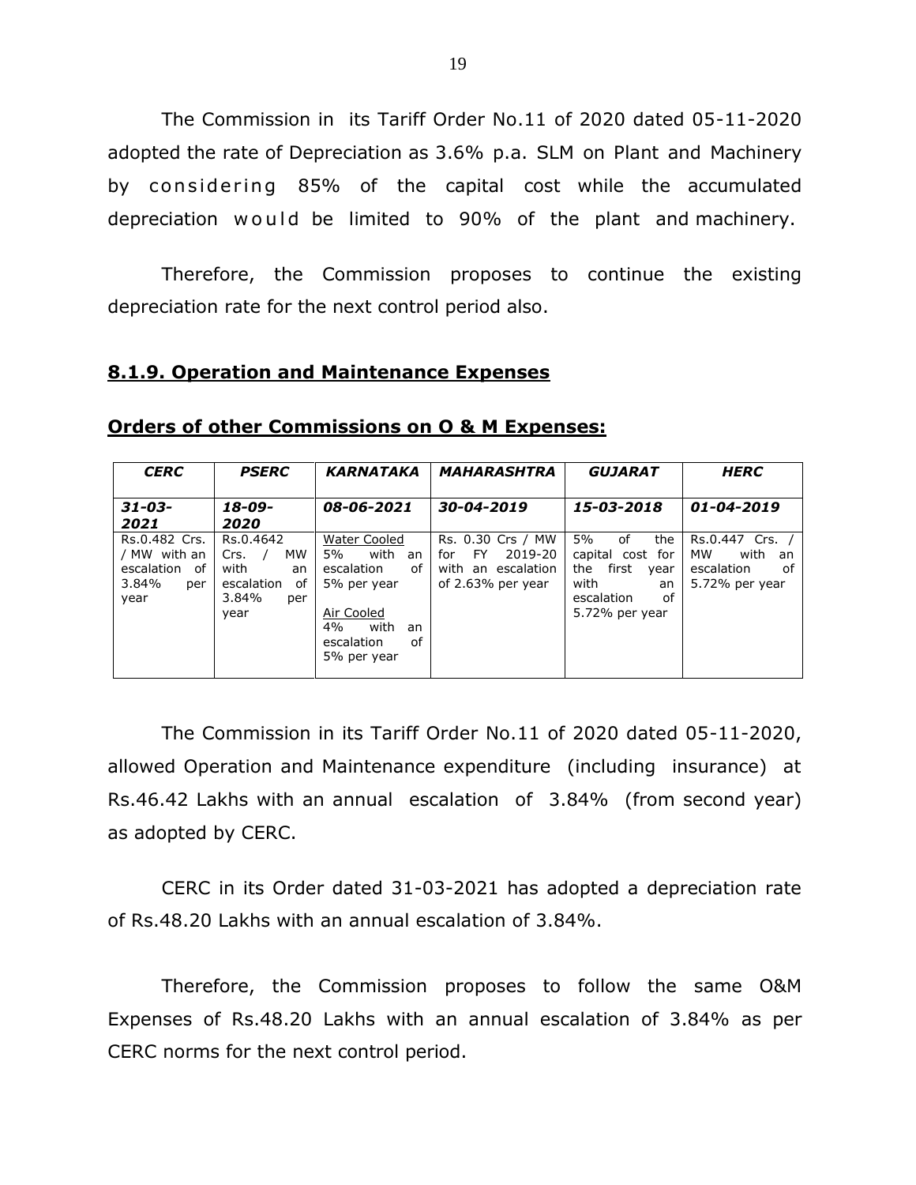The Commission in its Tariff Order No.11 of 2020 dated 05-11-2020 adopted the rate of Depreciation as 3.6% p.a. SLM on Plant and Machinery by considering 85% of the capital cost while the accumulated depreciation would be limited to 90% of the plant and machinery.

Therefore, the Commission proposes to continue the existing depreciation rate for the next control period also.

### 8.1.9. Operation and Maintenance Expenses

**Orders of other Commissions on O & M Expenses:**

| *CERC* | *PSERC* | *KARNATAKA* | *MAHARASHTRA* | *GUJARAT* | *HERC* |
|---|---|---|---|---|---|
| ***31-03-2021*** | ***18-09-2020*** | ***08-06-2021*** | ***30-04-2019*** | ***15-03-2018*** | ***01-04-2019*** |
| Rs.0.482 Crs. / MW with an escalation of 3.84% per year | Rs.0.4642 Crs. / MW with an escalation of 3.84% per year | Water Cooled 5% with an escalation of 5% per year<br>Air Cooled 4% with an escalation of 5% per year | Rs. 0.30 Crs / MW for FY 2019-20 with an escalation of 2.63% per year | 5% of the capital cost for the first year with an escalation of 5.72% per year | Rs.0.447 Crs. / MW with an escalation of 5.72% per year |

The Commission in its Tariff Order No.11 of 2020 dated 05-11-2020, allowed Operation and Maintenance expenditure (including insurance) at Rs.46.42 Lakhs with an annual escalation of 3.84% (from second year) as adopted by CERC.

CERC in its Order dated 31-03-2021 has adopted a depreciation rate of Rs.48.20 Lakhs with an annual escalation of 3.84%.

Therefore, the Commission proposes to follow the same O&M Expenses of Rs.48.20 Lakhs with an annual escalation of 3.84% as per CERC norms for the next control period.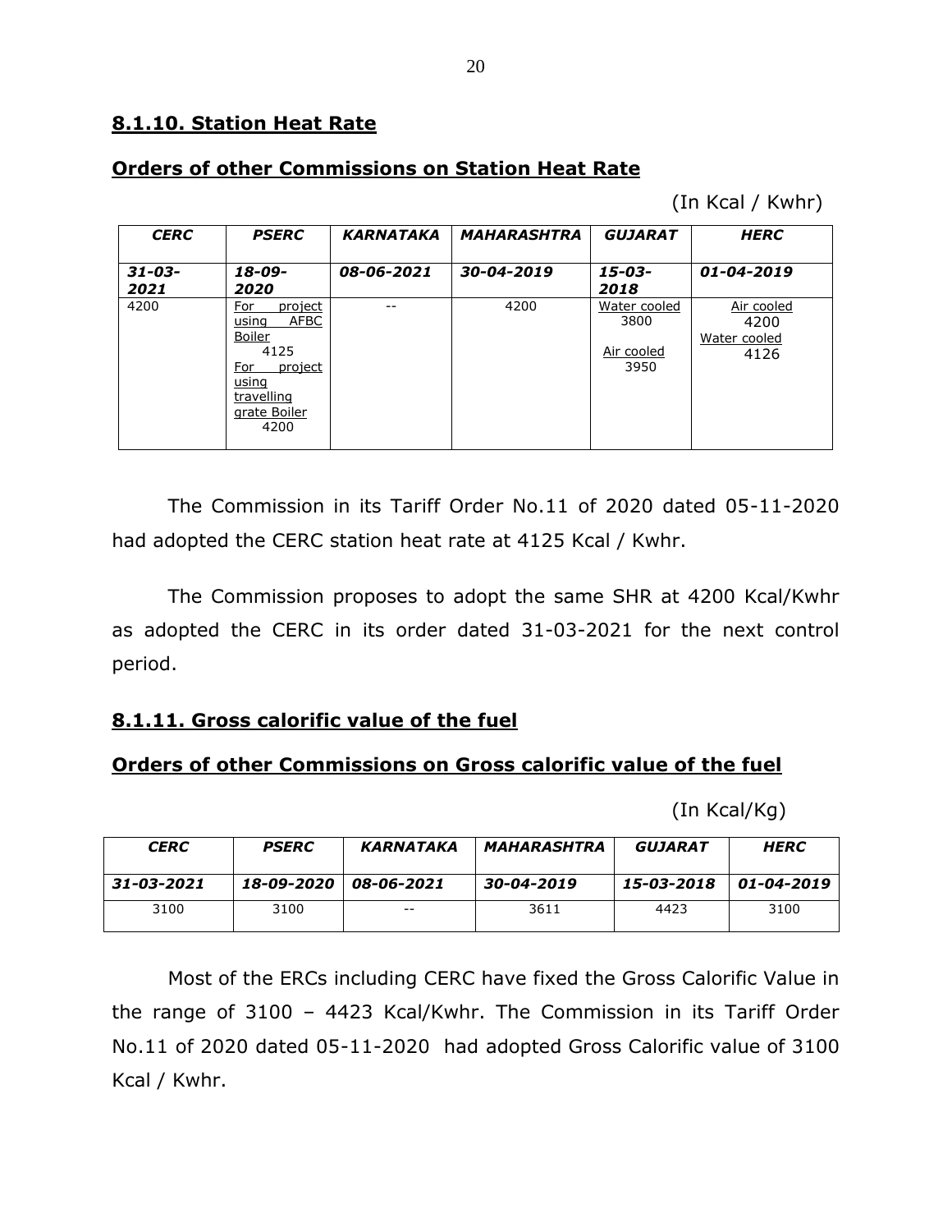## 8.1.10. Station Heat Rate

## Orders of other Commissions on Station Heat Rate

(In Kcal / Kwhr)

| *CERC* | *PSERC* | *KARNATAKA* | *MAHARASHTRA* | *GUJARAT* | *HERC* |
|---|---|---|---|---|---|
| *31-03-2021* | *18-09-2020* | *08-06-2021* | *30-04-2019* | *15-03-2018* | *01-04-2019* |
| 4200 | For project using AFBC Boiler 4125 For project using travelling grate Boiler 4200 | -- | 4200 | Water cooled 3800 Air cooled 3950 | Air cooled 4200 Water cooled 4126 |

The Commission in its Tariff Order No.11 of 2020 dated 05-11-2020 had adopted the CERC station heat rate at 4125 Kcal / Kwhr.

The Commission proposes to adopt the same SHR at 4200 Kcal/Kwhr as adopted the CERC in its order dated 31-03-2021 for the next control period.

## 8.1.11. Gross calorific value of the fuel

## Orders of other Commissions on Gross calorific value of the fuel

(In Kcal/Kg)

| *CERC* | *PSERC* | *KARNATAKA* | *MAHARASHTRA* | *GUJARAT* | *HERC* |
|---|---|---|---|---|---|
| *31-03-2021* | *18-09-2020* | *08-06-2021* | *30-04-2019* | *15-03-2018* | *01-04-2019* |
| 3100 | 3100 | -- | 3611 | 4423 | 3100 |

Most of the ERCs including CERC have fixed the Gross Calorific Value in the range of 3100 – 4423 Kcal/Kwhr. The Commission in its Tariff Order No.11 of 2020 dated 05-11-2020 had adopted Gross Calorific value of 3100 Kcal / Kwhr.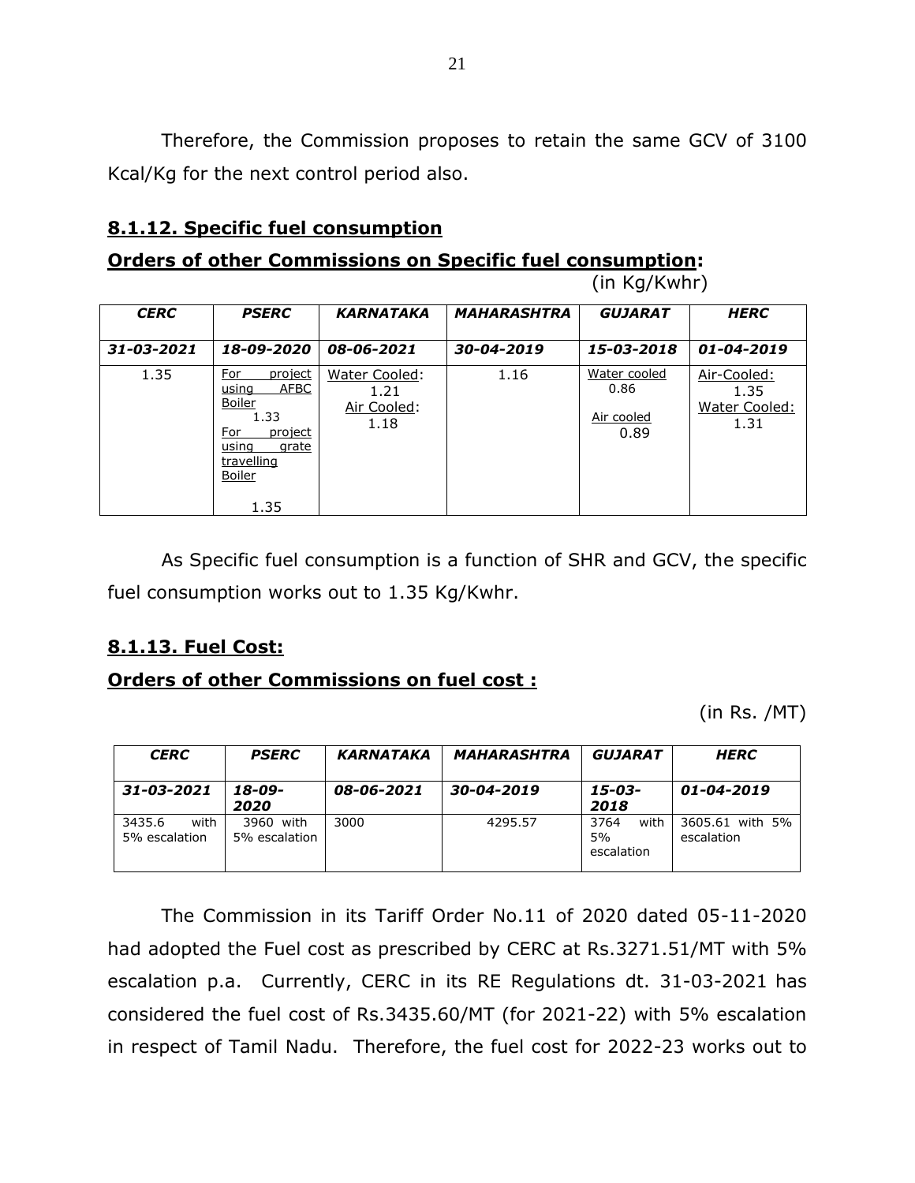Therefore, the Commission proposes to retain the same GCV of 3100 Kcal/Kg for the next control period also.

## 8.1.12. Specific fuel consumption

**Orders of other Commissions on Specific fuel consumption:**

(in Kg/Kwhr)

| *CERC* | *PSERC* | *KARNATAKA* | *MAHARASHTRA* | *GUJARAT* | *HERC* |
|---|---|---|---|---|---|
| *31-03-2021* | *18-09-2020* | *08-06-2021* | *30-04-2019* | *15-03-2018* | *01-04-2019* |
| 1.35 | For project using AFBC Boiler 1.33 For project using grate travelling Boiler 1.35 | Water Cooled: 1.21 Air Cooled: 1.18 | 1.16 | Water cooled 0.86 Air cooled 0.89 | Air-Cooled: 1.35 Water Cooled: 1.31 |

As Specific fuel consumption is a function of SHR and GCV, the specific fuel consumption works out to 1.35 Kg/Kwhr.

## 8.1.13. Fuel Cost:

**Orders of other Commissions on fuel cost :**

(in Rs. /MT)

| *CERC* | *PSERC* | *KARNATAKA* | *MAHARASHTRA* | *GUJARAT* | *HERC* |
|---|---|---|---|---|---|
| *31-03-2021* | *18-09-2020* | *08-06-2021* | *30-04-2019* | *15-03-2018* | *01-04-2019* |
| 3435.6 with 5% escalation | 3960 with 5% escalation | 3000 | 4295.57 | 3764 with 5% escalation | 3605.61 with 5% escalation |

The Commission in its Tariff Order No.11 of 2020 dated 05-11-2020 had adopted the Fuel cost as prescribed by CERC at Rs.3271.51/MT with 5% escalation p.a. Currently, CERC in its RE Regulations dt. 31-03-2021 has considered the fuel cost of Rs.3435.60/MT (for 2021-22) with 5% escalation in respect of Tamil Nadu. Therefore, the fuel cost for 2022-23 works out to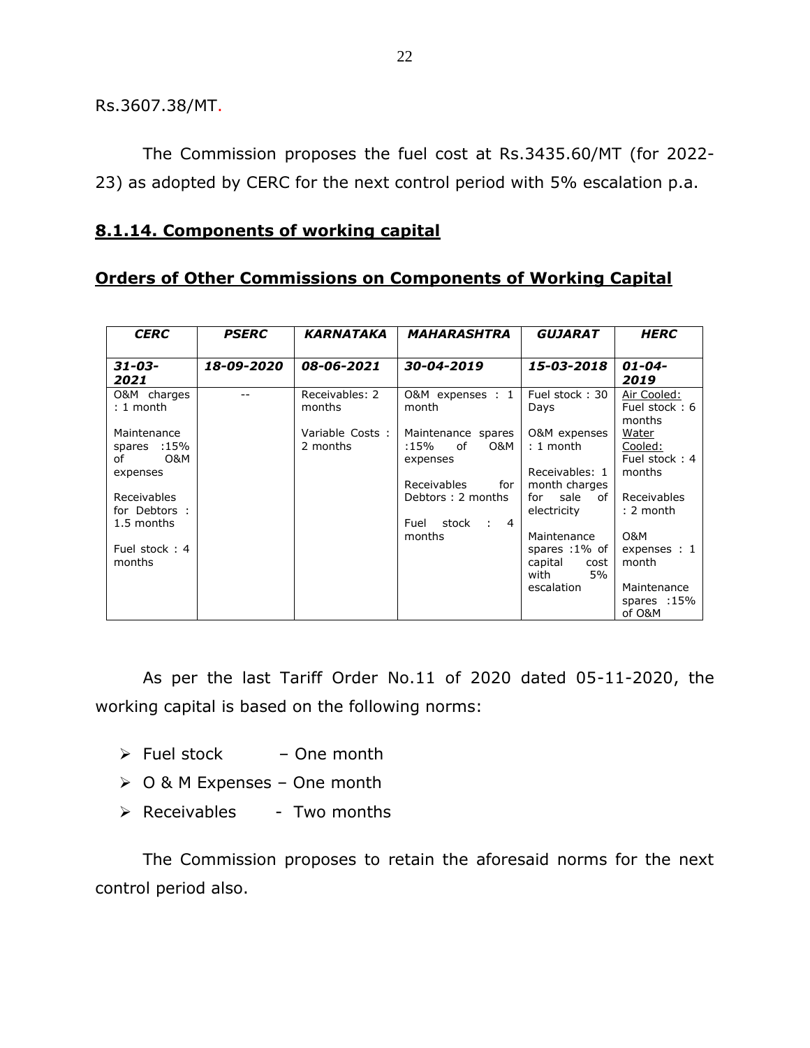Rs.3607.38/MT.

The Commission proposes the fuel cost at Rs.3435.60/MT (for 2022-23) as adopted by CERC for the next control period with 5% escalation p.a.

## 8.1.14. Components of working capital

## Orders of Other Commissions on Components of Working Capital

| ***CERC*** | ***PSERC*** | ***KARNATAKA*** | ***MAHARASHTRA*** | ***GUJARAT*** | ***HERC*** |
|---|---|---|---|---|---|
| ***31-03-2021*** | ***18-09-2020*** | ***08-06-2021*** | ***30-04-2019*** | ***15-03-2018*** | ***01-04-2019*** |
| O&M charges : 1 month<br><br>Maintenance spares :15% of O&M expenses<br><br>Receivables for Debtors : 1.5 months<br><br>Fuel stock : 4 months | -- | Receivables: 2 months<br><br>Variable Costs : 2 months | O&M expenses : 1 month<br><br>Maintenance spares :15% of O&M expenses<br><br>Receivables for Debtors : 2 months<br><br>Fuel stock : 4 months | Fuel stock : 30 Days<br><br>O&M expenses : 1 month<br><br>Receivables: 1 month charges for sale of electricity<br><br>Maintenance spares :1% of capital cost with 5% escalation | Air Cooled:<br>Fuel stock : 6 months<br>Water Cooled:<br>Fuel stock : 4 months<br><br>Receivables : 2 month<br><br>O&M expenses : 1 month<br><br>Maintenance spares :15% of O&M |

As per the last Tariff Order No.11 of 2020 dated 05-11-2020, the working capital is based on the following norms:

- Fuel stock – One month
- O & M Expenses – One month
- Receivables - Two months

The Commission proposes to retain the aforesaid norms for the next control period also.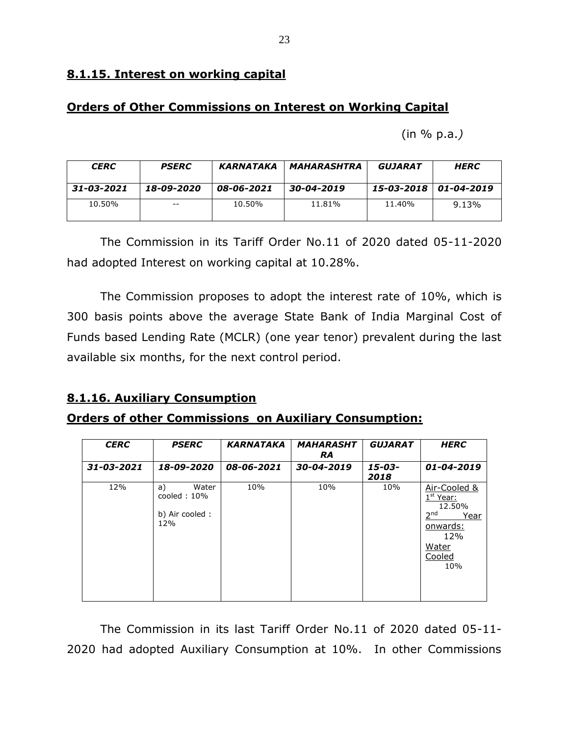## 8.1.15. Interest on working capital

### Orders of Other Commissions on Interest on Working Capital

(in % p.a.*)*

| ***CERC*** | ***PSERC*** | ***KARNATAKA*** | ***MAHARASHTRA*** | ***GUJARAT*** | ***HERC*** |
|---|---|---|---|---|---|
| ***31-03-2021*** | ***18-09-2020*** | ***08-06-2021*** | ***30-04-2019*** | ***15-03-2018*** | ***01-04-2019*** |
| 10.50% | -- | 10.50% | 11.81% | 11.40% | 9.13% |

The Commission in its Tariff Order No.11 of 2020 dated 05-11-2020 had adopted Interest on working capital at 10.28%.

The Commission proposes to adopt the interest rate of 10%, which is 300 basis points above the average State Bank of India Marginal Cost of Funds based Lending Rate (MCLR) (one year tenor) prevalent during the last available six months, for the next control period.

## 8.1.16. Auxiliary Consumption

### Orders of other Commissions on Auxiliary Consumption:

| ***CERC*** | ***PSERC*** | ***KARNATAKA*** | ***MAHARASHTRA*** | ***GUJARAT*** | ***HERC*** |
|---|---|---|---|---|---|
| ***31-03-2021*** | ***18-09-2020*** | ***08-06-2021*** | ***30-04-2019*** | ***15-03-2018*** | ***01-04-2019*** |
| 12% | a) Water cooled : 10% b) Air cooled : 12% | 10% | 10% | 10% | Air-Cooled & 1st Year: 12.50% 2nd Year onwards: 12% Water Cooled 10% |

The Commission in its last Tariff Order No.11 of 2020 dated 05-11-2020 had adopted Auxiliary Consumption at 10%. In other Commissions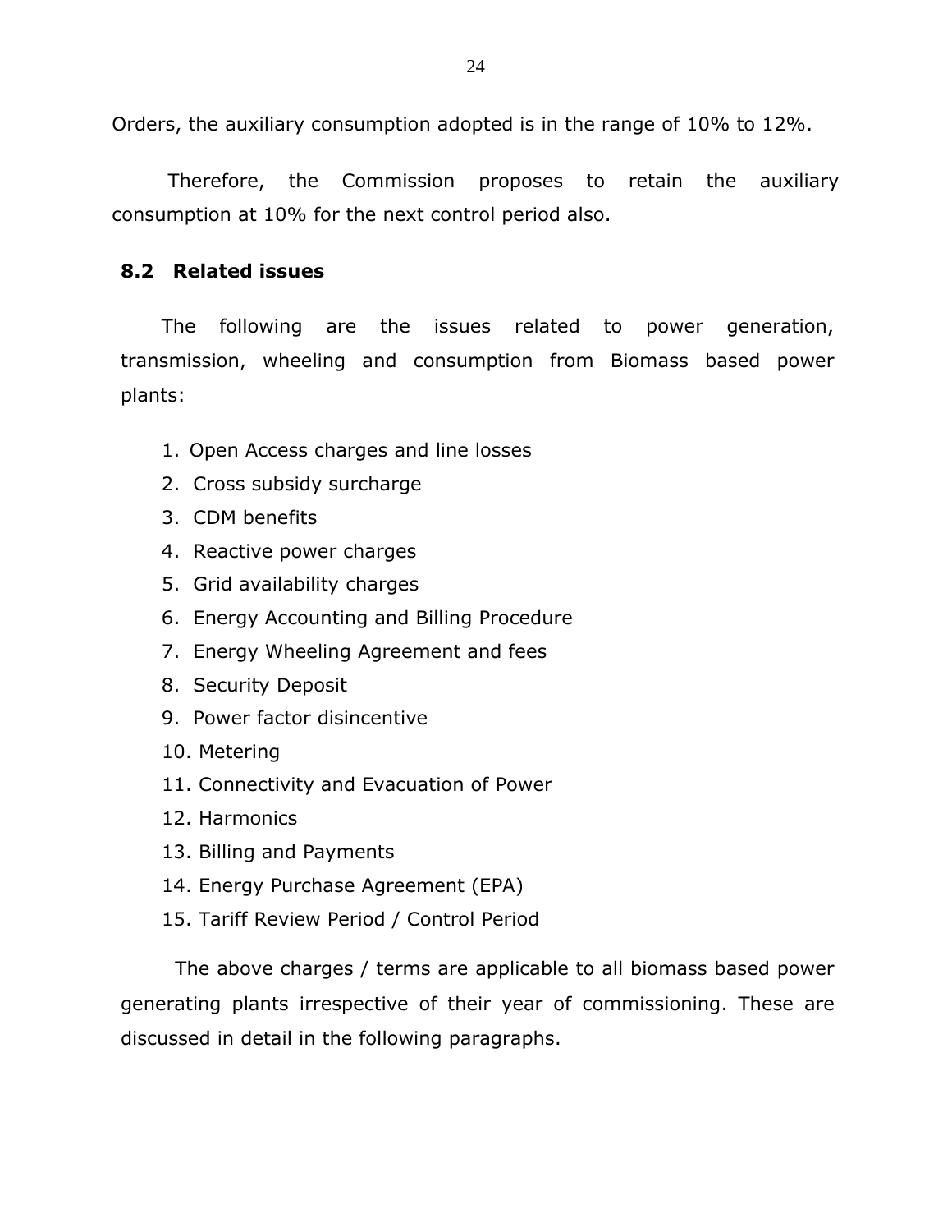Orders, the auxiliary consumption adopted is in the range of 10% to 12%.

Therefore, the Commission proposes to retain the auxiliary consumption at 10% for the next control period also.

## 8.2 Related issues

The following are the issues related to power generation, transmission, wheeling and consumption from Biomass based power plants:

1. Open Access charges and line losses
2. Cross subsidy surcharge
3. CDM benefits
4. Reactive power charges
5. Grid availability charges
6. Energy Accounting and Billing Procedure
7. Energy Wheeling Agreement and fees
8. Security Deposit
9. Power factor disincentive
10. Metering
11. Connectivity and Evacuation of Power
12. Harmonics
13. Billing and Payments
14. Energy Purchase Agreement (EPA)
15. Tariff Review Period / Control Period

The above charges / terms are applicable to all biomass based power generating plants irrespective of their year of commissioning. These are discussed in detail in the following paragraphs.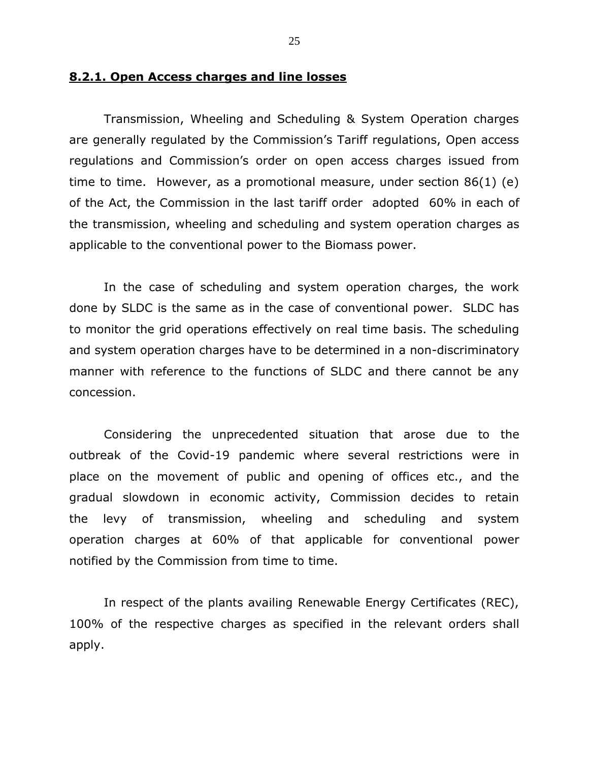## **8.2.1. Open Access charges and line losses**

Transmission, Wheeling and Scheduling & System Operation charges are generally regulated by the Commission's Tariff regulations, Open access regulations and Commission's order on open access charges issued from time to time. However, as a promotional measure, under section 86(1) (e) of the Act, the Commission in the last tariff order adopted 60% in each of the transmission, wheeling and scheduling and system operation charges as applicable to the conventional power to the Biomass power.

In the case of scheduling and system operation charges, the work done by SLDC is the same as in the case of conventional power. SLDC has to monitor the grid operations effectively on real time basis. The scheduling and system operation charges have to be determined in a non-discriminatory manner with reference to the functions of SLDC and there cannot be any concession.

Considering the unprecedented situation that arose due to the outbreak of the Covid-19 pandemic where several restrictions were in place on the movement of public and opening of offices etc., and the gradual slowdown in economic activity, Commission decides to retain the levy of transmission, wheeling and scheduling and system operation charges at 60% of that applicable for conventional power notified by the Commission from time to time.

In respect of the plants availing Renewable Energy Certificates (REC), 100% of the respective charges as specified in the relevant orders shall apply.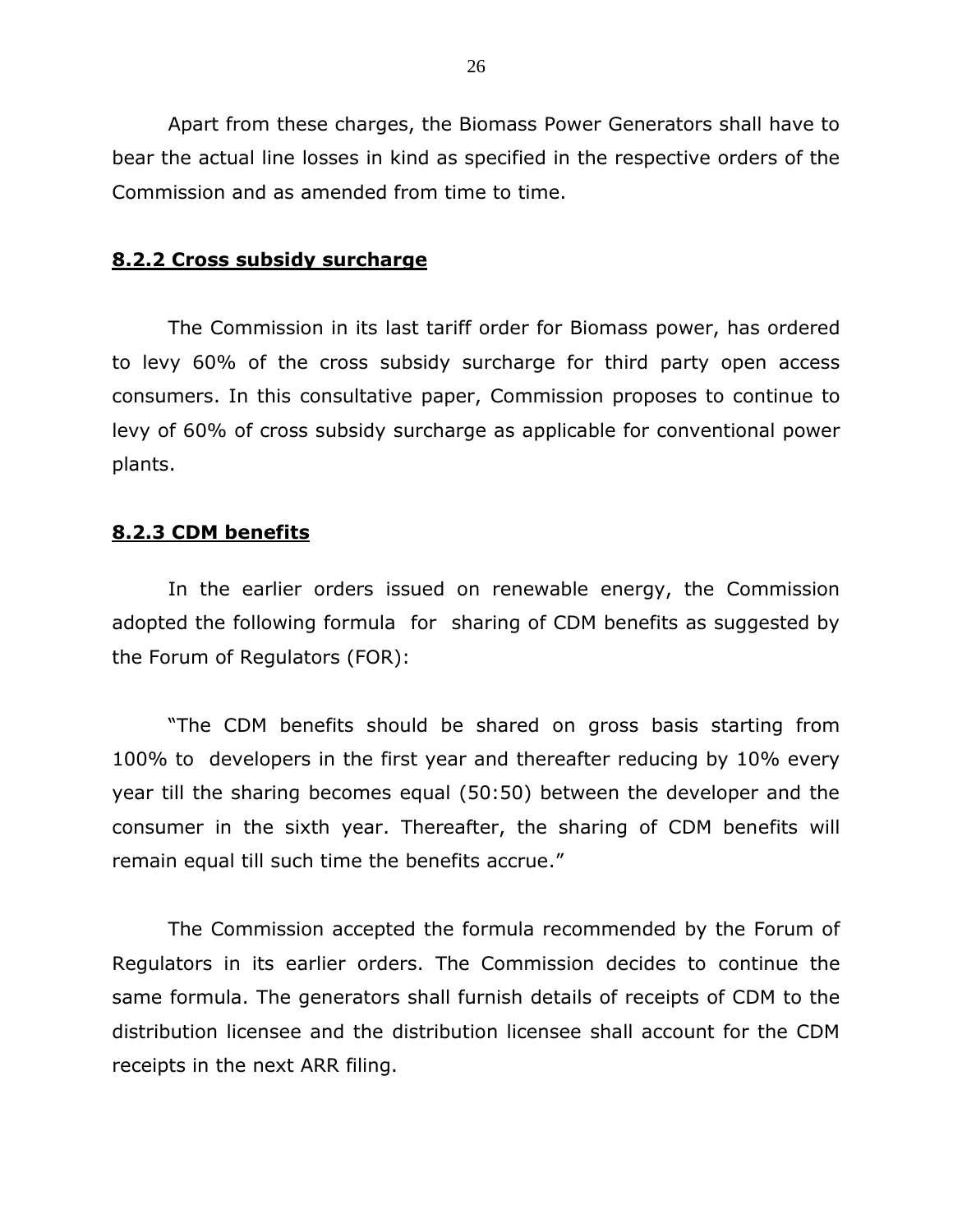Apart from these charges, the Biomass Power Generators shall have to bear the actual line losses in kind as specified in the respective orders of the Commission and as amended from time to time.

### **8.2.2 Cross subsidy surcharge**

The Commission in its last tariff order for Biomass power, has ordered to levy 60% of the cross subsidy surcharge for third party open access consumers. In this consultative paper, Commission proposes to continue to levy of 60% of cross subsidy surcharge as applicable for conventional power plants.

### **8.2.3 CDM benefits**

In the earlier orders issued on renewable energy, the Commission adopted the following formula for sharing of CDM benefits as suggested by the Forum of Regulators (FOR):

"The CDM benefits should be shared on gross basis starting from 100% to developers in the first year and thereafter reducing by 10% every year till the sharing becomes equal (50:50) between the developer and the consumer in the sixth year. Thereafter, the sharing of CDM benefits will remain equal till such time the benefits accrue."

The Commission accepted the formula recommended by the Forum of Regulators in its earlier orders. The Commission decides to continue the same formula. The generators shall furnish details of receipts of CDM to the distribution licensee and the distribution licensee shall account for the CDM receipts in the next ARR filing.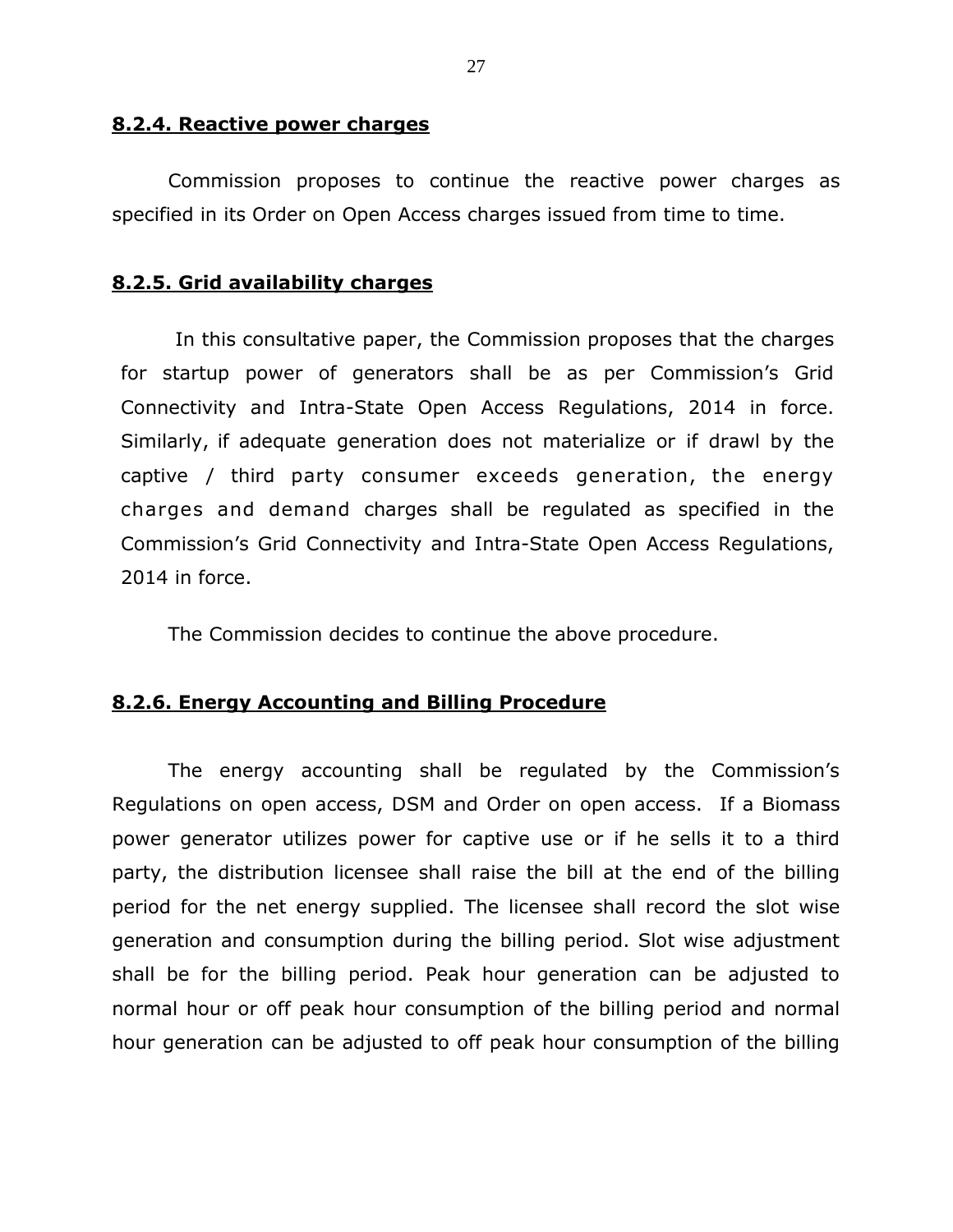### **8.2.4. Reactive power charges**

Commission proposes to continue the reactive power charges as specified in its Order on Open Access charges issued from time to time.

### **8.2.5. Grid availability charges**

In this consultative paper, the Commission proposes that the charges for startup power of generators shall be as per Commission's Grid Connectivity and Intra-State Open Access Regulations, 2014 in force. Similarly, if adequate generation does not materialize or if drawl by the captive / third party consumer exceeds generation, the energy charges and demand charges shall be regulated as specified in the Commission's Grid Connectivity and Intra-State Open Access Regulations, 2014 in force.

The Commission decides to continue the above procedure.

### **8.2.6. Energy Accounting and Billing Procedure**

The energy accounting shall be regulated by the Commission's Regulations on open access, DSM and Order on open access. If a Biomass power generator utilizes power for captive use or if he sells it to a third party, the distribution licensee shall raise the bill at the end of the billing period for the net energy supplied. The licensee shall record the slot wise generation and consumption during the billing period. Slot wise adjustment shall be for the billing period. Peak hour generation can be adjusted to normal hour or off peak hour consumption of the billing period and normal hour generation can be adjusted to off peak hour consumption of the billing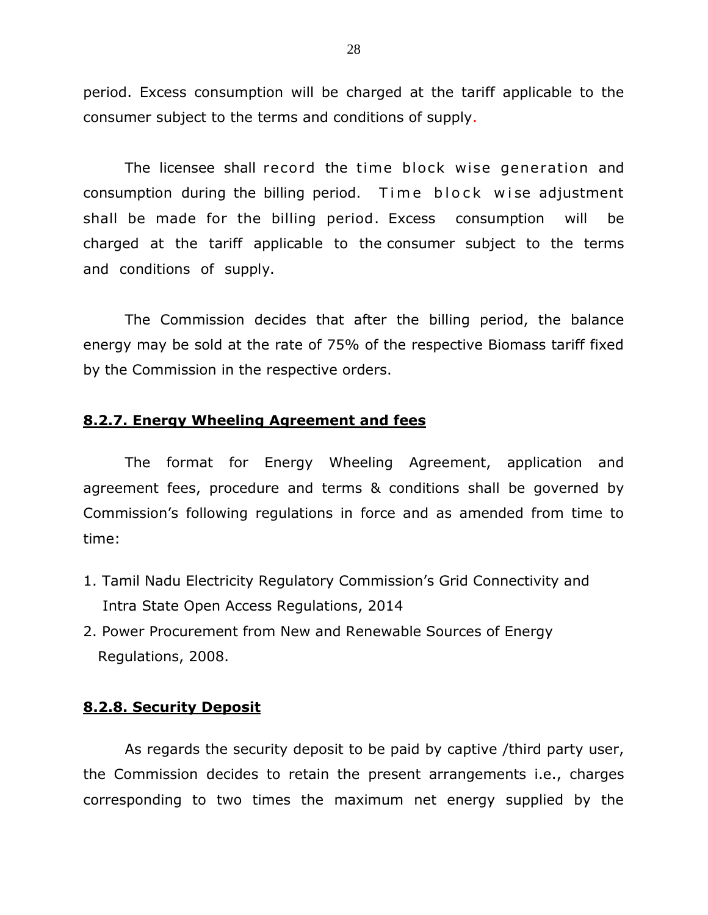period. Excess consumption will be charged at the tariff applicable to the consumer subject to the terms and conditions of supply.

The licensee shall record the time block wise generation and consumption during the billing period. Time block wise adjustment shall be made for the billing period. Excess consumption will be charged at the tariff applicable to the consumer subject to the terms and conditions of supply.

The Commission decides that after the billing period, the balance energy may be sold at the rate of 75% of the respective Biomass tariff fixed by the Commission in the respective orders.

## 8.2.7. Energy Wheeling Agreement and fees

The format for Energy Wheeling Agreement, application and agreement fees, procedure and terms & conditions shall be governed by Commission's following regulations in force and as amended from time to time:

1. Tamil Nadu Electricity Regulatory Commission's Grid Connectivity and Intra State Open Access Regulations, 2014
2. Power Procurement from New and Renewable Sources of Energy Regulations, 2008.

## 8.2.8. Security Deposit

As regards the security deposit to be paid by captive /third party user, the Commission decides to retain the present arrangements i.e., charges corresponding to two times the maximum net energy supplied by the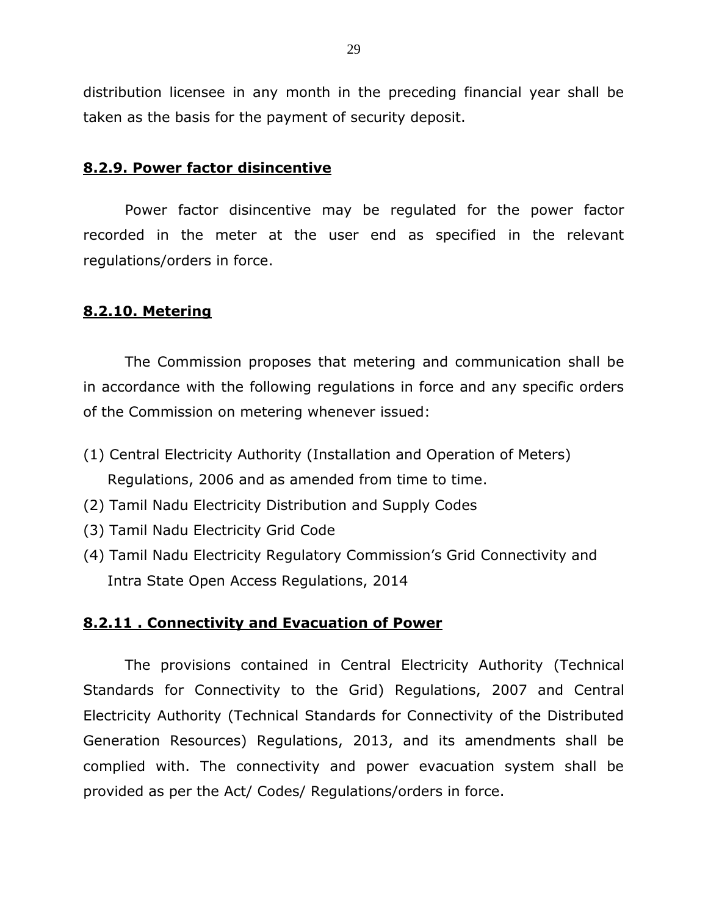distribution licensee in any month in the preceding financial year shall be taken as the basis for the payment of security deposit.

### **8.2.9. Power factor disincentive**

Power factor disincentive may be regulated for the power factor recorded in the meter at the user end as specified in the relevant regulations/orders in force.

### **8.2.10. Metering**

The Commission proposes that metering and communication shall be in accordance with the following regulations in force and any specific orders of the Commission on metering whenever issued:

(1) Central Electricity Authority (Installation and Operation of Meters) Regulations, 2006 and as amended from time to time.
(2) Tamil Nadu Electricity Distribution and Supply Codes
(3) Tamil Nadu Electricity Grid Code
(4) Tamil Nadu Electricity Regulatory Commission's Grid Connectivity and Intra State Open Access Regulations, 2014

### **8.2.11 . Connectivity and Evacuation of Power**

The provisions contained in Central Electricity Authority (Technical Standards for Connectivity to the Grid) Regulations, 2007 and Central Electricity Authority (Technical Standards for Connectivity of the Distributed Generation Resources) Regulations, 2013, and its amendments shall be complied with. The connectivity and power evacuation system shall be provided as per the Act/ Codes/ Regulations/orders in force.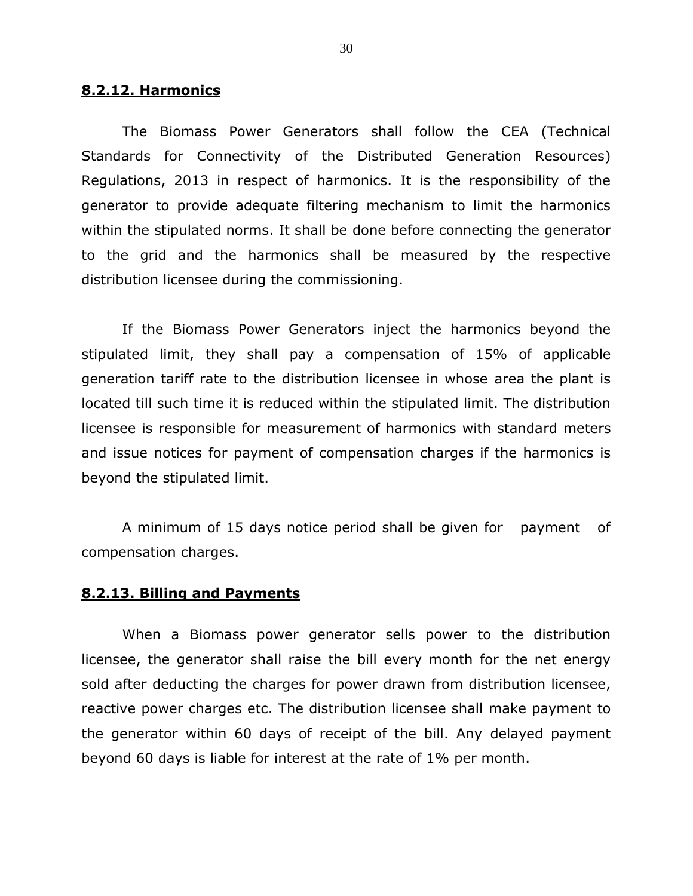#### **8.2.12. Harmonics**

The Biomass Power Generators shall follow the CEA (Technical Standards for Connectivity of the Distributed Generation Resources) Regulations, 2013 in respect of harmonics. It is the responsibility of the generator to provide adequate filtering mechanism to limit the harmonics within the stipulated norms. It shall be done before connecting the generator to the grid and the harmonics shall be measured by the respective distribution licensee during the commissioning.

If the Biomass Power Generators inject the harmonics beyond the stipulated limit, they shall pay a compensation of 15% of applicable generation tariff rate to the distribution licensee in whose area the plant is located till such time it is reduced within the stipulated limit. The distribution licensee is responsible for measurement of harmonics with standard meters and issue notices for payment of compensation charges if the harmonics is beyond the stipulated limit.

A minimum of 15 days notice period shall be given for payment of compensation charges.

#### **8.2.13. Billing and Payments**

When a Biomass power generator sells power to the distribution licensee, the generator shall raise the bill every month for the net energy sold after deducting the charges for power drawn from distribution licensee, reactive power charges etc. The distribution licensee shall make payment to the generator within 60 days of receipt of the bill. Any delayed payment beyond 60 days is liable for interest at the rate of 1% per month.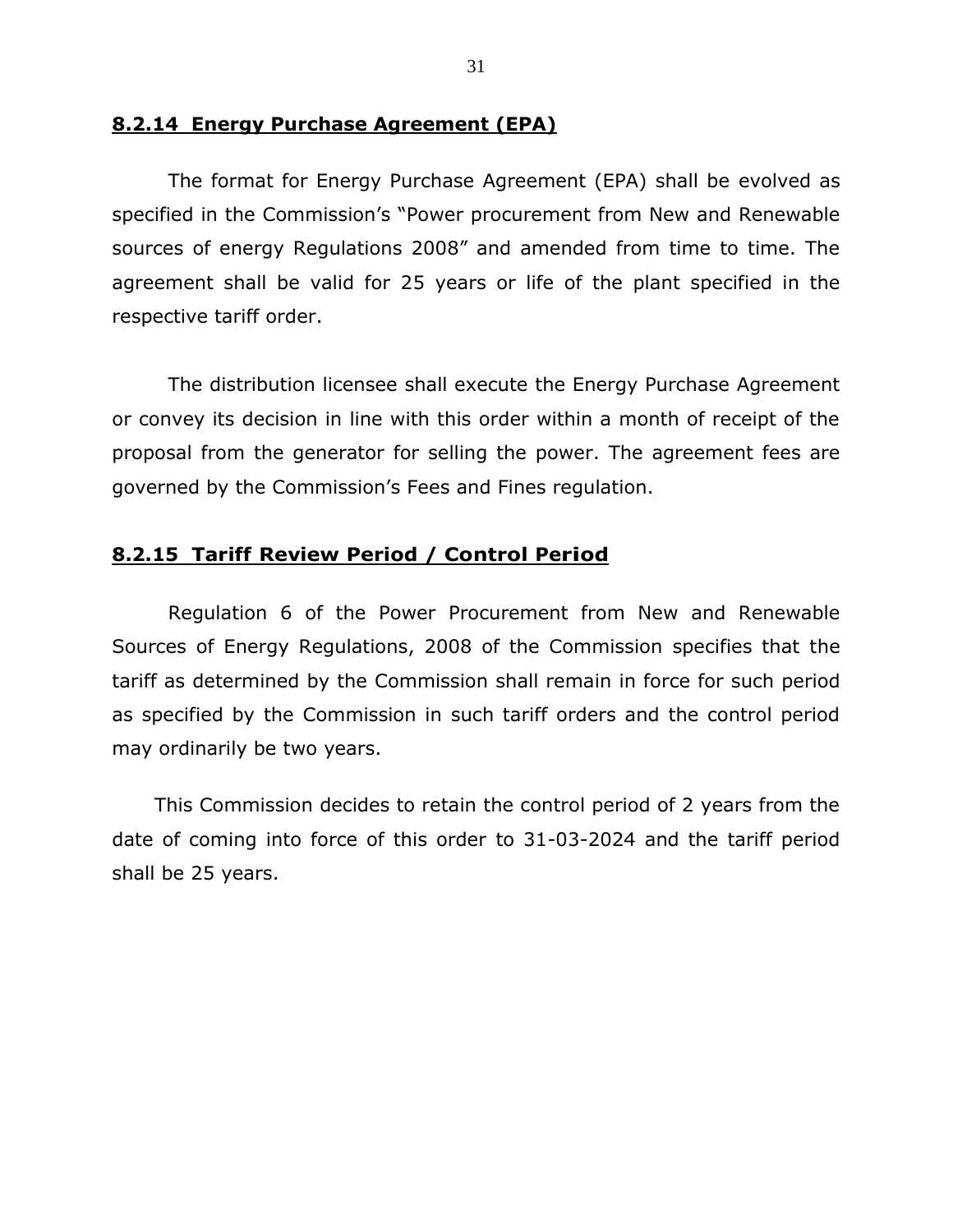#### 8.2.14 Energy Purchase Agreement (EPA)

The format for Energy Purchase Agreement (EPA) shall be evolved as specified in the Commission's "Power procurement from New and Renewable sources of energy Regulations 2008" and amended from time to time. The agreement shall be valid for 25 years or life of the plant specified in the respective tariff order.

The distribution licensee shall execute the Energy Purchase Agreement or convey its decision in line with this order within a month of receipt of the proposal from the generator for selling the power. The agreement fees are governed by the Commission's Fees and Fines regulation.

#### 8.2.15 Tariff Review Period / Control Period

Regulation 6 of the Power Procurement from New and Renewable Sources of Energy Regulations, 2008 of the Commission specifies that the tariff as determined by the Commission shall remain in force for such period as specified by the Commission in such tariff orders and the control period may ordinarily be two years.

This Commission decides to retain the control period of 2 years from the date of coming into force of this order to 31-03-2024 and the tariff period shall be 25 years.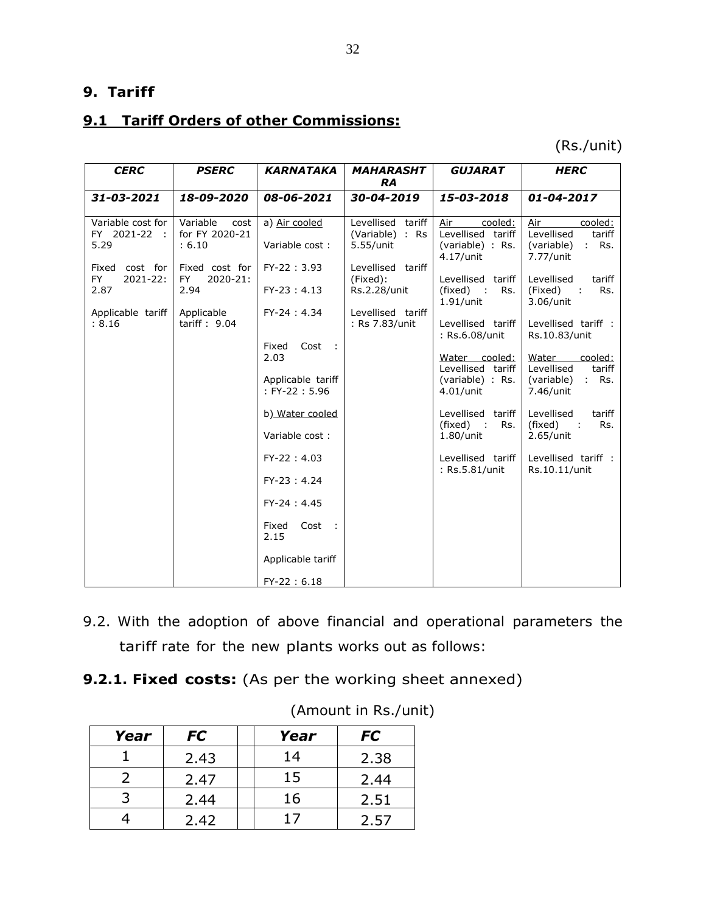## 9. Tariff

### 9.1 Tariff Orders of other Commissions:

(Rs./unit)

| *CERC* | *PSERC* | *KARNATAKA* | *MAHARASHTRA* | *GUJARAT* | *HERC* |
|---|---|---|---|---|---|
| *31-03-2021* | *18-09-2020* | *08-06-2021* | *30-04-2019* | *15-03-2018* | *01-04-2017* |
| Variable cost for FY 2021-22 : 5.29<br><br>Fixed cost for FY 2021-22: 2.87<br><br>Applicable tariff : 8.16 | Variable cost for FY 2020-21 : 6.10<br><br>Fixed cost for FY 2020-21: 2.94<br><br>Applicable tariff : 9.04 | a) Air cooled<br><br>Variable cost :<br><br>FY-22 : 3.93<br><br>FY-23 : 4.13<br><br>FY-24 : 4.34<br><br>Fixed Cost : 2.03<br><br>Applicable tariff : FY-22 : 5.96<br><br>b) Water cooled<br><br>Variable cost :<br><br>FY-22 : 4.03<br><br>FY-23 : 4.24<br><br>FY-24 : 4.45<br><br>Fixed Cost : 2.15<br><br>Applicable tariff<br><br>FY-22 : 6.18 | Levellised tariff (Variable) : Rs 5.55/unit<br><br>Levellised tariff (Fixed): Rs.2.28/unit<br><br>Levellised tariff : Rs 7.83/unit | Air cooled:<br>Levellised tariff (variable) : Rs. 4.17/unit<br><br>Levellised tariff (fixed) : Rs. 1.91/unit<br><br>Levellised tariff : Rs.6.08/unit<br><br>Water cooled:<br>Levellised tariff (variable) : Rs. 4.01/unit<br><br>Levellised tariff (fixed) : Rs. 1.80/unit<br><br>Levellised tariff : Rs.5.81/unit | Air cooled:<br>Levellised tariff (variable) : Rs. 7.77/unit<br><br>Levellised tariff (Fixed) : Rs. 3.06/unit<br><br>Levellised tariff : Rs.10.83/unit<br><br>Water cooled:<br>Levellised tariff (variable) : Rs. 7.46/unit<br><br>Levellised tariff (fixed) : Rs. 2.65/unit<br><br>Levellised tariff : Rs.10.11/unit |

9.2. With the adoption of above financial and operational parameters the tariff rate for the new plants works out as follows:

**9.2.1. Fixed costs:** (As per the working sheet annexed)

(Amount in Rs./unit)

| *Year* | *FC* | | *Year* | *FC* |
|---|---|---|---|---|
| 1 | 2.43 | | 14 | 2.38 |
| 2 | 2.47 | | 15 | 2.44 |
| 3 | 2.44 | | 16 | 2.51 |
| 4 | 2.42 | | 17 | 2.57 |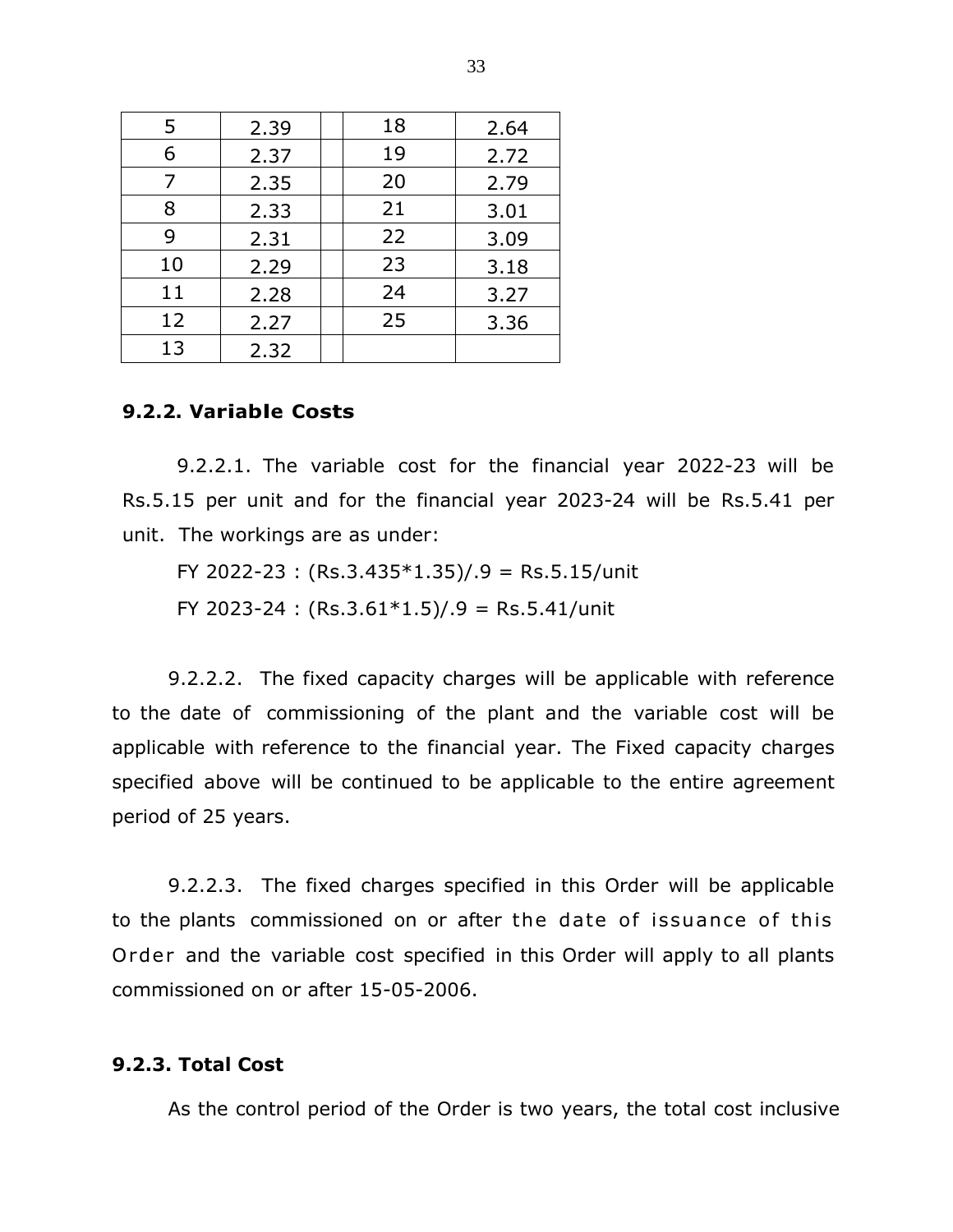| 5 | 2.39 | | 18 | 2.64 |
|---|---|---|---|---|
| 6 | 2.37 | | 19 | 2.72 |
| 7 | 2.35 | | 20 | 2.79 |
| 8 | 2.33 | | 21 | 3.01 |
| 9 | 2.31 | | 22 | 3.09 |
| 10 | 2.29 | | 23 | 3.18 |
| 11 | 2.28 | | 24 | 3.27 |
| 12 | 2.27 | | 25 | 3.36 |
| 13 | 2.32 | | | |

### 9.2.2. Variable Costs

9.2.2.1. The variable cost for the financial year 2022-23 will be Rs.5.15 per unit and for the financial year 2023-24 will be Rs.5.41 per unit. The workings are as under:

FY 2022-23 : (Rs.3.435*1.35)/.9 = Rs.5.15/unit

FY 2023-24 : (Rs.3.61*1.5)/.9 = Rs.5.41/unit

9.2.2.2. The fixed capacity charges will be applicable with reference to the date of commissioning of the plant and the variable cost will be applicable with reference to the financial year. The Fixed capacity charges specified above will be continued to be applicable to the entire agreement period of 25 years.

9.2.2.3. The fixed charges specified in this Order will be applicable to the plants commissioned on or after the date of issuance of this Order and the variable cost specified in this Order will apply to all plants commissioned on or after 15-05-2006.

### 9.2.3. Total Cost

As the control period of the Order is two years, the total cost inclusive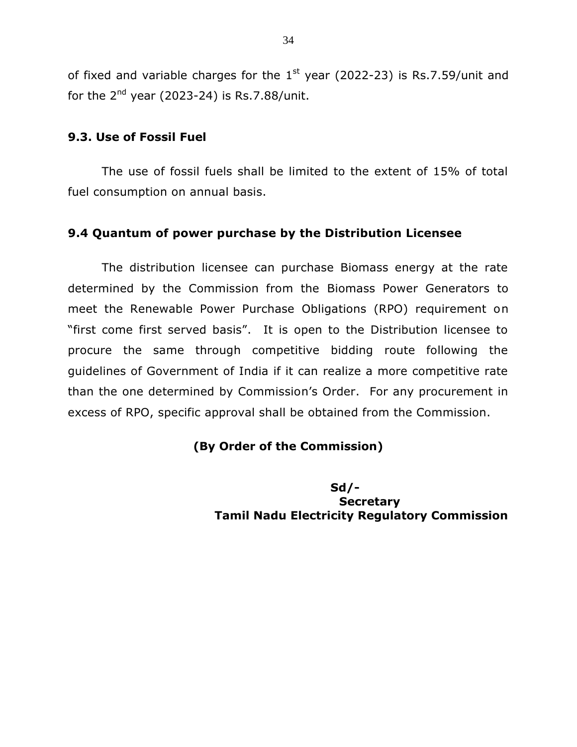of fixed and variable charges for the 1st year (2022-23) is Rs.7.59/unit and for the 2nd year (2023-24) is Rs.7.88/unit.

### 9.3. Use of Fossil Fuel

The use of fossil fuels shall be limited to the extent of 15% of total fuel consumption on annual basis.

### 9.4 Quantum of power purchase by the Distribution Licensee

The distribution licensee can purchase Biomass energy at the rate determined by the Commission from the Biomass Power Generators to meet the Renewable Power Purchase Obligations (RPO) requirement on "first come first served basis". It is open to the Distribution licensee to procure the same through competitive bidding route following the guidelines of Government of India if it can realize a more competitive rate than the one determined by Commission's Order. For any procurement in excess of RPO, specific approval shall be obtained from the Commission.

**(By Order of the Commission)**

**Sd/-**
**Secretary**
**Tamil Nadu Electricity Regulatory Commission**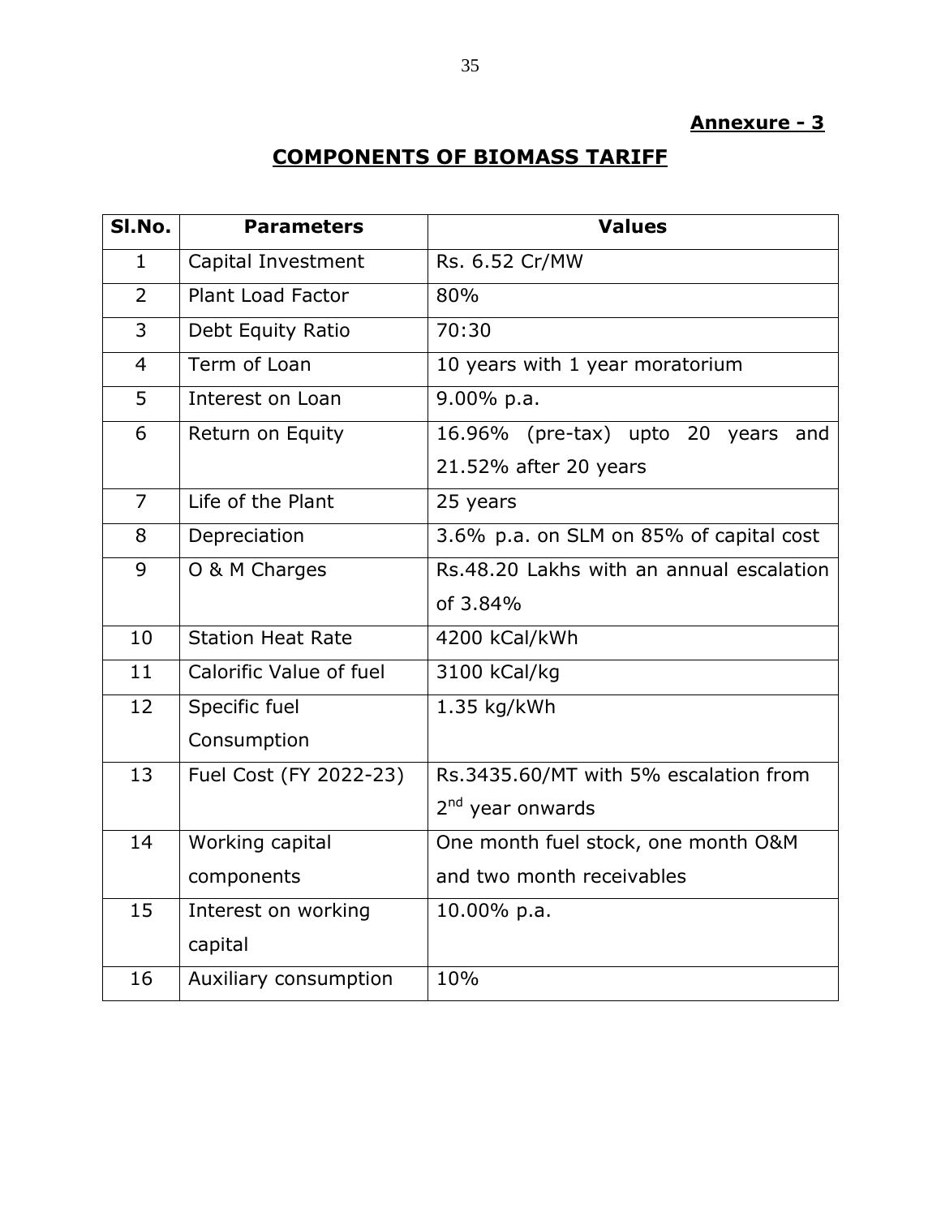**Annexure - 3**

# COMPONENTS OF BIOMASS TARIFF

| Sl.No. | Parameters | Values |
|---|---|---|
| 1 | Capital Investment | Rs. 6.52 Cr/MW |
| 2 | Plant Load Factor | 80% |
| 3 | Debt Equity Ratio | 70:30 |
| 4 | Term of Loan | 10 years with 1 year moratorium |
| 5 | Interest on Loan | 9.00% p.a. |
| 6 | Return on Equity | 16.96% (pre-tax) upto 20 years and 21.52% after 20 years |
| 7 | Life of the Plant | 25 years |
| 8 | Depreciation | 3.6% p.a. on SLM on 85% of capital cost |
| 9 | O & M Charges | Rs.48.20 Lakhs with an annual escalation of 3.84% |
| 10 | Station Heat Rate | 4200 kCal/kWh |
| 11 | Calorific Value of fuel | 3100 kCal/kg |
| 12 | Specific fuel Consumption | 1.35 kg/kWh |
| 13 | Fuel Cost (FY 2022-23) | Rs.3435.60/MT with 5% escalation from 2nd year onwards |
| 14 | Working capital components | One month fuel stock, one month O&M and two month receivables |
| 15 | Interest on working capital | 10.00% p.a. |
| 16 | Auxiliary consumption | 10% |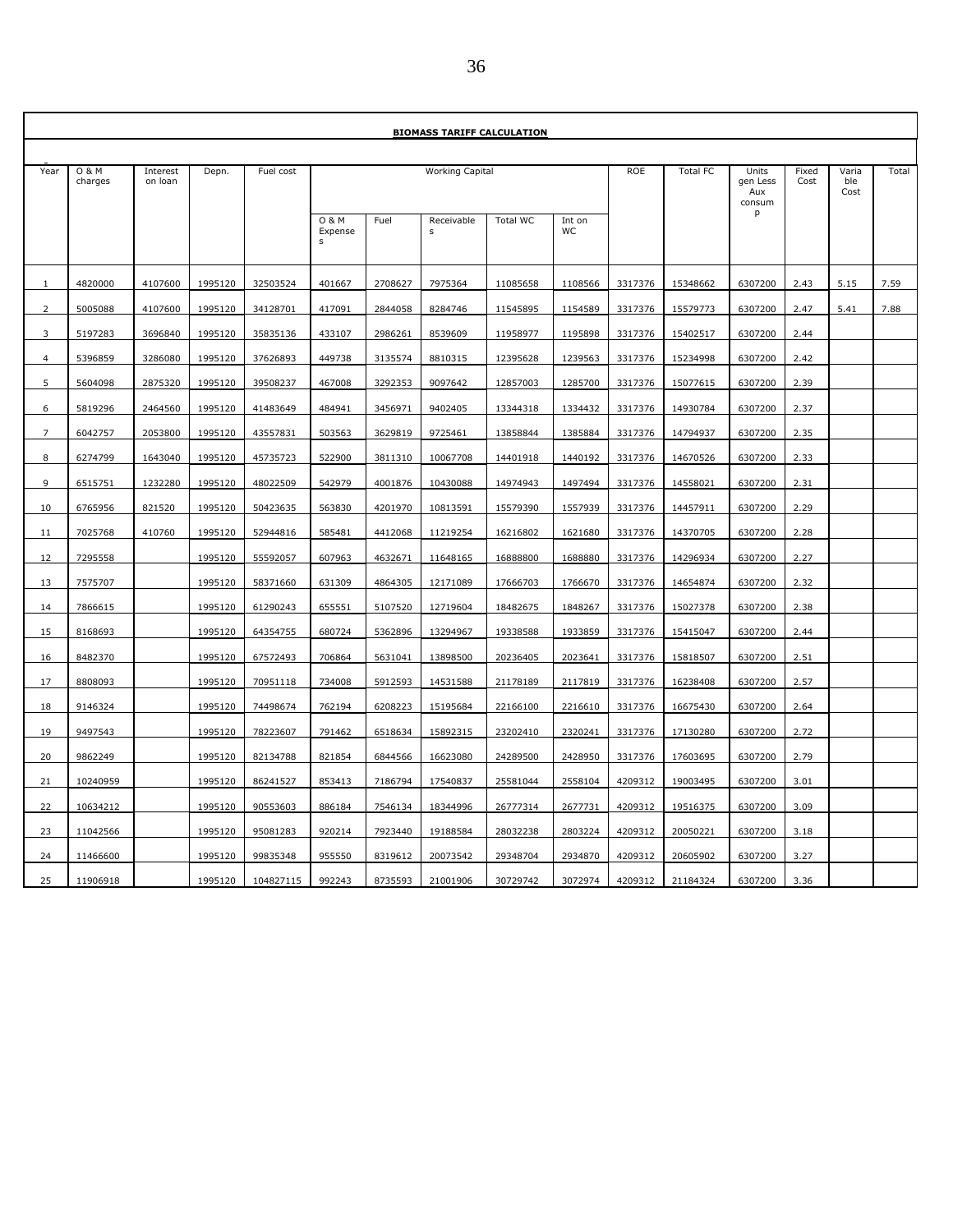**BIOMASS TARIFF CALCULATION**

| Year | O & M charges | Interest on loan | Depn. | Fuel cost | Working Capital | | | | | ROE | Total FC | Units gen Less Aux consump | Fixed Cost | Variable Cost | Total |
|---|---|---|---|---|---|---|---|---|---|---|---|---|---|---|---|
| | | | | | O & M Expenses | Fuel | Receivables | Total WC | Int on WC | | | | | | |
| 1 | 4820000 | 4107600 | 1995120 | 32503524 | 401667 | 2708627 | 7975364 | 11085658 | 1108566 | 3317376 | 15348662 | 6307200 | 2.43 | 5.15 | 7.59 |
| 2 | 5005088 | 4107600 | 1995120 | 34128701 | 417091 | 2844058 | 8284746 | 11545895 | 1154589 | 3317376 | 15579773 | 6307200 | 2.47 | 5.41 | 7.88 |
| 3 | 5197283 | 3696840 | 1995120 | 35835136 | 433107 | 2986261 | 8539609 | 11958977 | 1195898 | 3317376 | 15402517 | 6307200 | 2.44 | | |
| 4 | 5396859 | 3286080 | 1995120 | 37626893 | 449738 | 3135574 | 8810315 | 12395628 | 1239563 | 3317376 | 15234998 | 6307200 | 2.42 | | |
| 5 | 5604098 | 2875320 | 1995120 | 39508237 | 467008 | 3292353 | 9097642 | 12857003 | 1285700 | 3317376 | 15077615 | 6307200 | 2.39 | | |
| 6 | 5819296 | 2464560 | 1995120 | 41483649 | 484941 | 3456971 | 9402405 | 13344318 | 1334432 | 3317376 | 14930784 | 6307200 | 2.37 | | |
| 7 | 6042757 | 2053800 | 1995120 | 43557831 | 503563 | 3629819 | 9725461 | 13858844 | 1385884 | 3317376 | 14794937 | 6307200 | 2.35 | | |
| 8 | 6274799 | 1643040 | 1995120 | 45735723 | 522900 | 3811310 | 10067708 | 14401918 | 1440192 | 3317376 | 14670526 | 6307200 | 2.33 | | |
| 9 | 6515751 | 1232280 | 1995120 | 48022509 | 542979 | 4001876 | 10430088 | 14974943 | 1497494 | 3317376 | 14558021 | 6307200 | 2.31 | | |
| 10 | 6765956 | 821520 | 1995120 | 50423635 | 563830 | 4201970 | 10813591 | 15579390 | 1557939 | 3317376 | 14457911 | 6307200 | 2.29 | | |
| 11 | 7025768 | 410760 | 1995120 | 52944816 | 585481 | 4412068 | 11219254 | 16216802 | 1621680 | 3317376 | 14370705 | 6307200 | 2.28 | | |
| 12 | 7295558 | | 1995120 | 55592057 | 607963 | 4632671 | 11648165 | 16888800 | 1688880 | 3317376 | 14296934 | 6307200 | 2.27 | | |
| 13 | 7575707 | | 1995120 | 58371660 | 631309 | 4864305 | 12171089 | 17666703 | 1766670 | 3317376 | 14654874 | 6307200 | 2.32 | | |
| 14 | 7866615 | | 1995120 | 61290243 | 655551 | 5107520 | 12719604 | 18482675 | 1848267 | 3317376 | 15027378 | 6307200 | 2.38 | | |
| 15 | 8168693 | | 1995120 | 64354755 | 680724 | 5362896 | 13294967 | 19338588 | 1933859 | 3317376 | 15415047 | 6307200 | 2.44 | | |
| 16 | 8482370 | | 1995120 | 67572493 | 706864 | 5631041 | 13898500 | 20236405 | 2023641 | 3317376 | 15818507 | 6307200 | 2.51 | | |
| 17 | 8808093 | | 1995120 | 70951118 | 734008 | 5912593 | 14531588 | 21178189 | 2117819 | 3317376 | 16238408 | 6307200 | 2.57 | | |
| 18 | 9146324 | | 1995120 | 74498674 | 762194 | 6208223 | 15195684 | 22166100 | 2216610 | 3317376 | 16675430 | 6307200 | 2.64 | | |
| 19 | 9497543 | | 1995120 | 78223607 | 791462 | 6518634 | 15892315 | 23202410 | 2320241 | 3317376 | 17130280 | 6307200 | 2.72 | | |
| 20 | 9862249 | | 1995120 | 82134788 | 821854 | 6844566 | 16623080 | 24289500 | 2428950 | 3317376 | 17603695 | 6307200 | 2.79 | | |
| 21 | 10240959 | | 1995120 | 86241527 | 853413 | 7186794 | 17540837 | 25581044 | 2558104 | 4209312 | 19003495 | 6307200 | 3.01 | | |
| 22 | 10634212 | | 1995120 | 90553603 | 886184 | 7546134 | 18344996 | 26777314 | 2677731 | 4209312 | 19516375 | 6307200 | 3.09 | | |
| 23 | 11042566 | | 1995120 | 95081283 | 920214 | 7923440 | 19188584 | 28032238 | 2803224 | 4209312 | 20050221 | 6307200 | 3.18 | | |
| 24 | 11466600 | | 1995120 | 99835348 | 955550 | 8319612 | 20073542 | 29348704 | 2934870 | 4209312 | 20605902 | 6307200 | 3.27 | | |
| 25 | 11906918 | | 1995120 | 104827115 | 992243 | 8735593 | 21001906 | 30729742 | 3072974 | 4209312 | 21184324 | 6307200 | 3.36 | | |